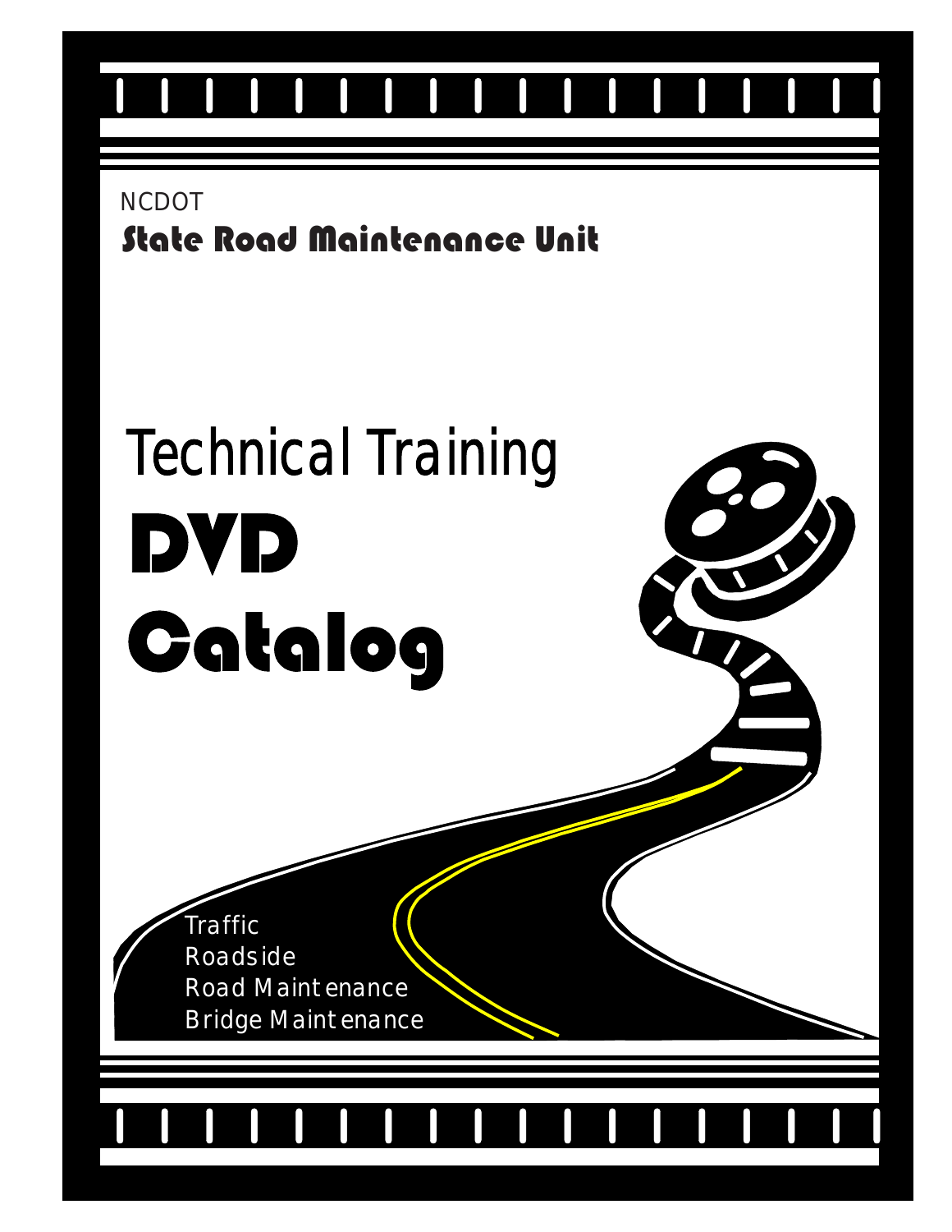NCDOT

**State Road Maintenance Unit**

# Technical Training

# DVD Catalog

- Traffic
- Roadside
- Road Maintenance
- Bridge Maintenance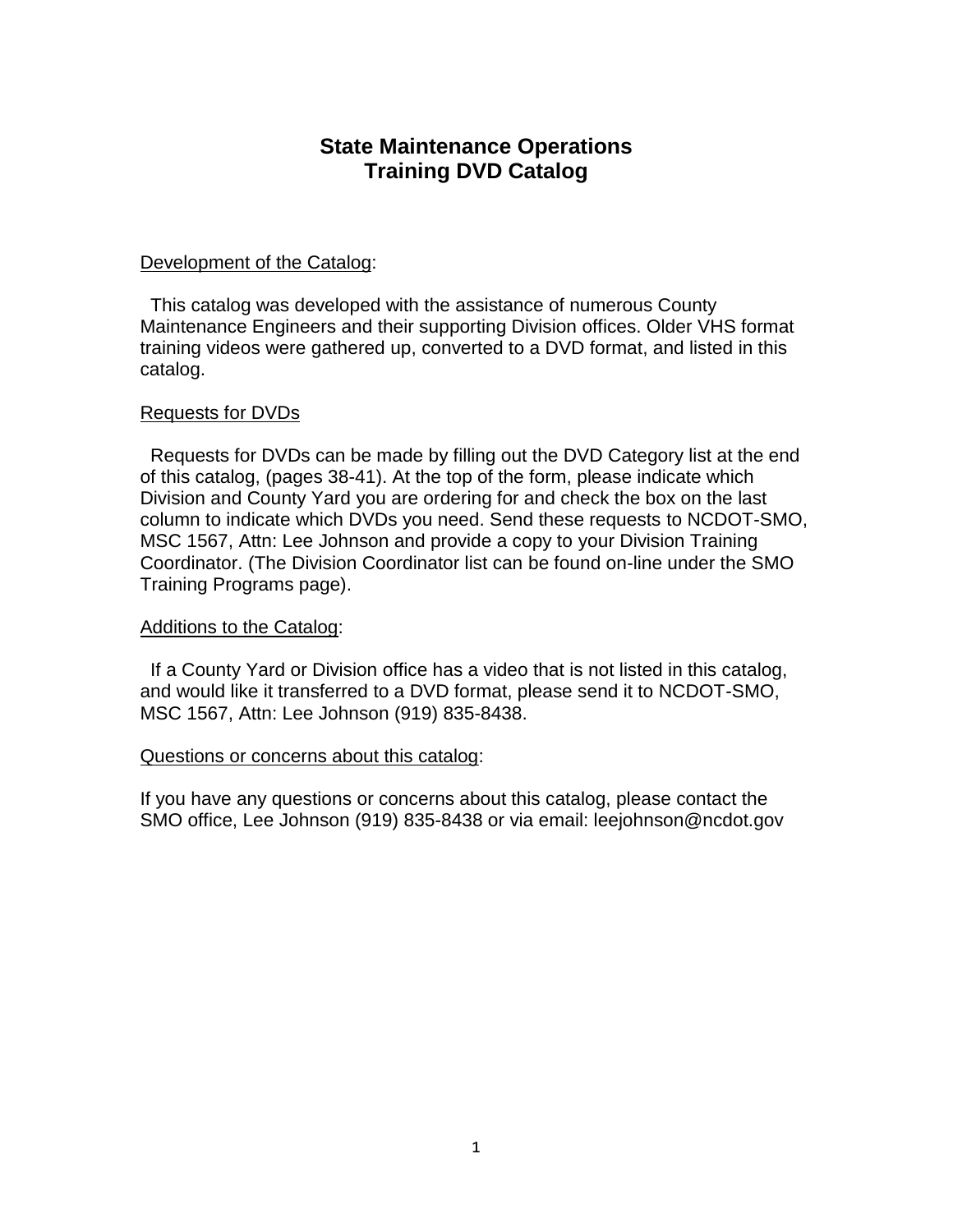# State Maintenance Operations
# Training DVD Catalog

<u>Development of the Catalog</u>:

This catalog was developed with the assistance of numerous County Maintenance Engineers and their supporting Division offices. Older VHS format training videos were gathered up, converted to a DVD format, and listed in this catalog.

<u>Requests for DVDs</u>

Requests for DVDs can be made by filling out the DVD Category list at the end of this catalog, (pages 38-41). At the top of the form, please indicate which Division and County Yard you are ordering for and check the box on the last column to indicate which DVDs you need. Send these requests to NCDOT-SMO, MSC 1567, Attn: Lee Johnson and provide a copy to your Division Training Coordinator. (The Division Coordinator list can be found on-line under the SMO Training Programs page).

<u>Additions to the Catalog</u>:

If a County Yard or Division office has a video that is not listed in this catalog, and would like it transferred to a DVD format, please send it to NCDOT-SMO, MSC 1567, Attn: Lee Johnson (919) 835-8438.

<u>Questions or concerns about this catalog</u>:

If you have any questions or concerns about this catalog, please contact the SMO office, Lee Johnson (919) 835-8438 or via email: leejohnson@ncdot.gov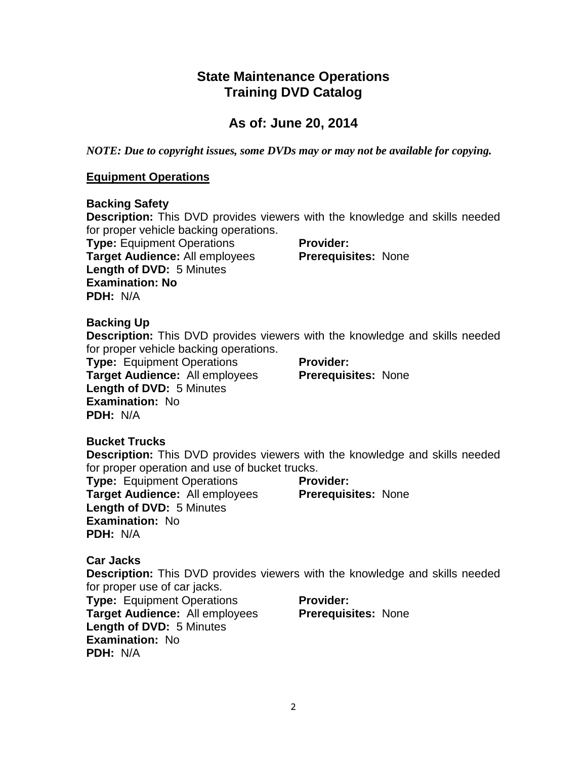# State Maintenance Operations
# Training DVD Catalog

## As of: June 20, 2014

***NOTE: Due to copyright issues, some DVDs may or may not be available for copying.***

### Equipment Operations

**Backing Safety**

**Description:** This DVD provides viewers with the knowledge and skills needed for proper vehicle backing operations.

**Type:** Equipment Operations
**Provider:**
**Target Audience:** All employees
**Prerequisites:** None
**Length of DVD:** 5 Minutes
**Examination: No**
**PDH:** N/A

**Backing Up**

**Description:** This DVD provides viewers with the knowledge and skills needed for proper vehicle backing operations.

**Type:** Equipment Operations
**Provider:**
**Target Audience:** All employees
**Prerequisites:** None
**Length of DVD:** 5 Minutes
**Examination:** No
**PDH:** N/A

**Bucket Trucks**

**Description:** This DVD provides viewers with the knowledge and skills needed for proper operation and use of bucket trucks.

**Type:** Equipment Operations
**Provider:**
**Target Audience:** All employees
**Prerequisites:** None
**Length of DVD:** 5 Minutes
**Examination:** No
**PDH:** N/A

**Car Jacks**

**Description:** This DVD provides viewers with the knowledge and skills needed for proper use of car jacks.

**Type:** Equipment Operations
**Provider:**
**Target Audience:** All employees
**Prerequisites:** None
**Length of DVD:** 5 Minutes
**Examination:** No
**PDH:** N/A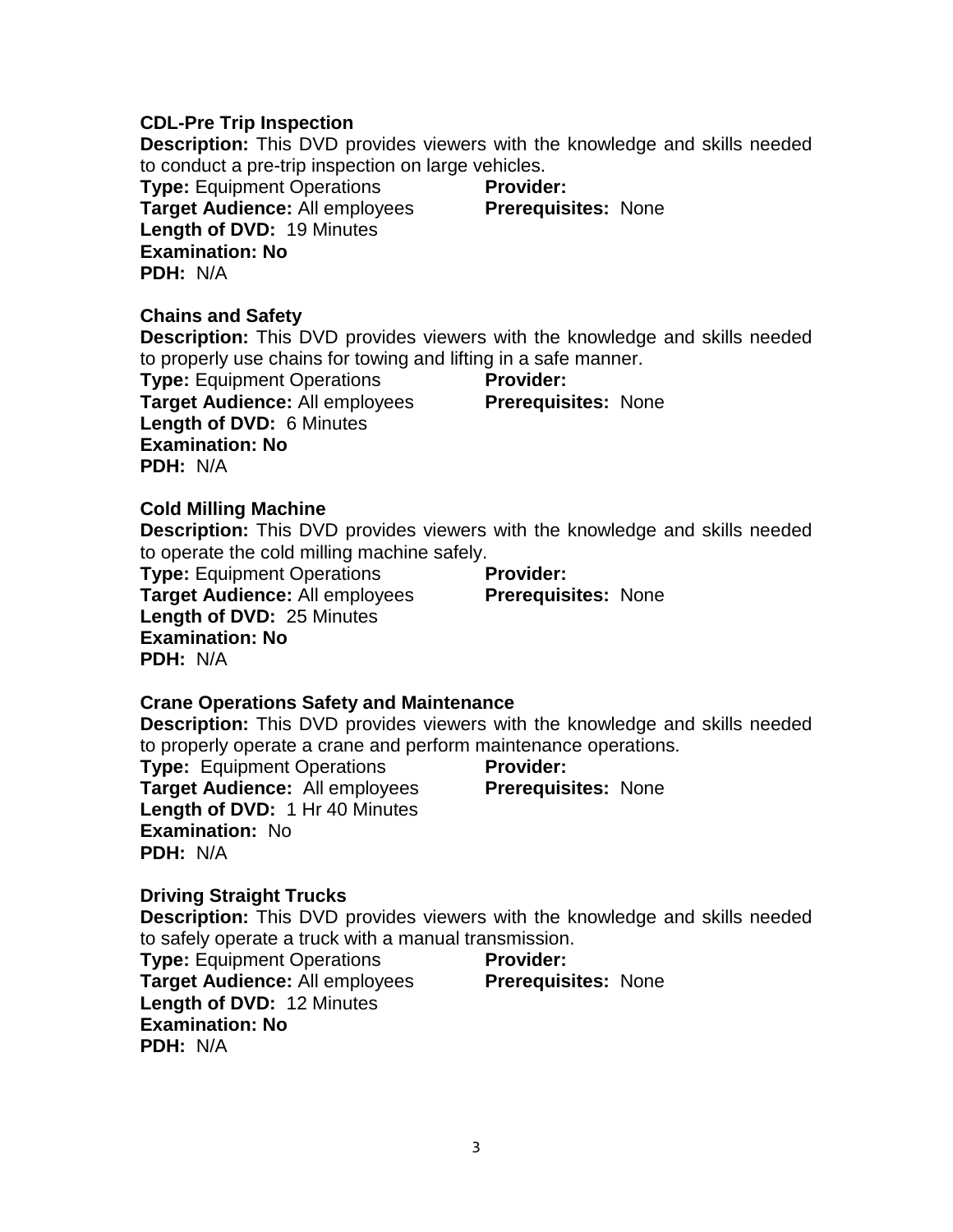**CDL-Pre Trip Inspection**

**Description:** This DVD provides viewers with the knowledge and skills needed to conduct a pre-trip inspection on large vehicles.

**Type:** Equipment Operations
**Provider:**
**Target Audience:** All employees
**Prerequisites:** None
**Length of DVD:** 19 Minutes
**Examination: No**
**PDH:** N/A

**Chains and Safety**

**Description:** This DVD provides viewers with the knowledge and skills needed to properly use chains for towing and lifting in a safe manner.

**Type:** Equipment Operations
**Provider:**
**Target Audience:** All employees
**Prerequisites:** None
**Length of DVD:** 6 Minutes
**Examination: No**
**PDH:** N/A

**Cold Milling Machine**

**Description:** This DVD provides viewers with the knowledge and skills needed to operate the cold milling machine safely.

**Type:** Equipment Operations
**Provider:**
**Target Audience:** All employees
**Prerequisites:** None
**Length of DVD:** 25 Minutes
**Examination: No**
**PDH:** N/A

**Crane Operations Safety and Maintenance**

**Description:** This DVD provides viewers with the knowledge and skills needed to properly operate a crane and perform maintenance operations.

**Type:** Equipment Operations
**Provider:**
**Target Audience:** All employees
**Prerequisites:** None
**Length of DVD:** 1 Hr 40 Minutes
**Examination:** No
**PDH:** N/A

**Driving Straight Trucks**

**Description:** This DVD provides viewers with the knowledge and skills needed to safely operate a truck with a manual transmission.

**Type:** Equipment Operations
**Provider:**
**Target Audience:** All employees
**Prerequisites:** None
**Length of DVD:** 12 Minutes
**Examination: No**
**PDH:** N/A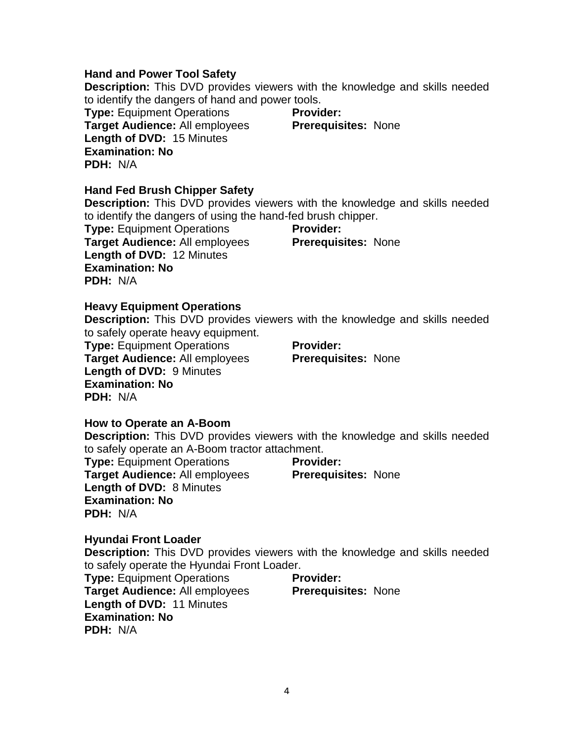**Hand and Power Tool Safety**

**Description:** This DVD provides viewers with the knowledge and skills needed to identify the dangers of hand and power tools.

**Type:** Equipment Operations
**Provider:**
**Target Audience:** All employees
**Prerequisites:** None
**Length of DVD:** 15 Minutes
**Examination: No**
**PDH:** N/A

**Hand Fed Brush Chipper Safety**

**Description:** This DVD provides viewers with the knowledge and skills needed to identify the dangers of using the hand-fed brush chipper.

**Type:** Equipment Operations
**Provider:**
**Target Audience:** All employees
**Prerequisites:** None
**Length of DVD:** 12 Minutes
**Examination: No**
**PDH:** N/A

**Heavy Equipment Operations**

**Description:** This DVD provides viewers with the knowledge and skills needed to safely operate heavy equipment.

**Type:** Equipment Operations
**Provider:**
**Target Audience:** All employees
**Prerequisites:** None
**Length of DVD:** 9 Minutes
**Examination: No**
**PDH:** N/A

**How to Operate an A-Boom**

**Description:** This DVD provides viewers with the knowledge and skills needed to safely operate an A-Boom tractor attachment.

**Type:** Equipment Operations
**Provider:**
**Target Audience:** All employees
**Prerequisites:** None
**Length of DVD:** 8 Minutes
**Examination: No**
**PDH:** N/A

**Hyundai Front Loader**

**Description:** This DVD provides viewers with the knowledge and skills needed to safely operate the Hyundai Front Loader.

**Type:** Equipment Operations
**Provider:**
**Target Audience:** All employees
**Prerequisites:** None
**Length of DVD:** 11 Minutes
**Examination: No**
**PDH:** N/A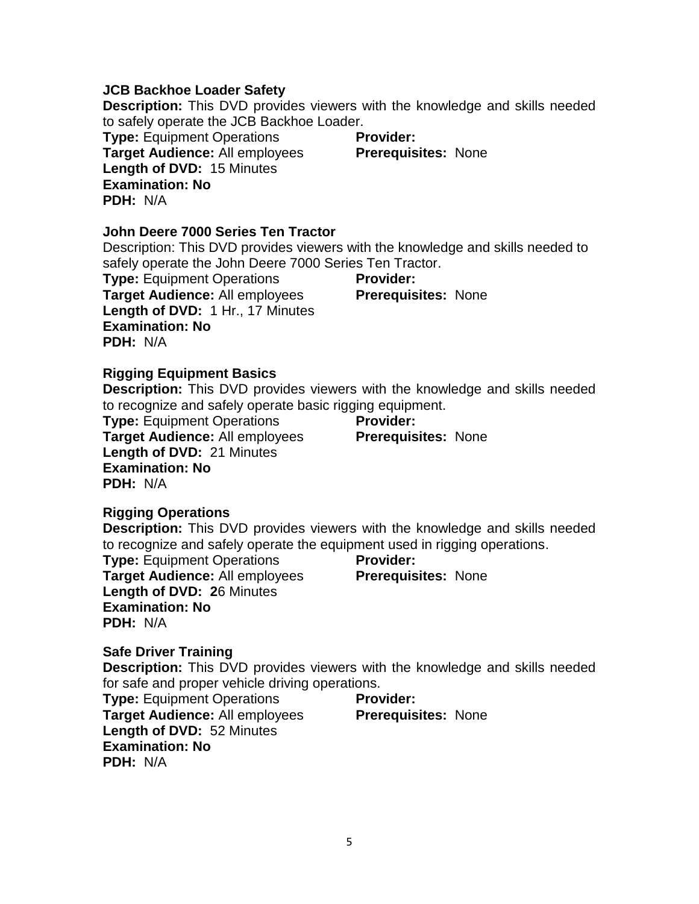**JCB Backhoe Loader Safety**

**Description:** This DVD provides viewers with the knowledge and skills needed to safely operate the JCB Backhoe Loader.

**Type:** Equipment Operations
**Provider:**
**Target Audience:** All employees
**Prerequisites:** None
**Length of DVD:** 15 Minutes
**Examination: No**
**PDH:** N/A

**John Deere 7000 Series Ten Tractor**

Description: This DVD provides viewers with the knowledge and skills needed to safely operate the John Deere 7000 Series Ten Tractor.

**Type:** Equipment Operations
**Provider:**
**Target Audience:** All employees
**Prerequisites:** None
**Length of DVD:** 1 Hr., 17 Minutes
**Examination: No**
**PDH:** N/A

**Rigging Equipment Basics**

**Description:** This DVD provides viewers with the knowledge and skills needed to recognize and safely operate basic rigging equipment.

**Type:** Equipment Operations
**Provider:**
**Target Audience:** All employees
**Prerequisites:** None
**Length of DVD:** 21 Minutes
**Examination: No**
**PDH:** N/A

**Rigging Operations**

**Description:** This DVD provides viewers with the knowledge and skills needed to recognize and safely operate the equipment used in rigging operations.

**Type:** Equipment Operations
**Provider:**
**Target Audience:** All employees
**Prerequisites:** None
**Length of DVD: 2**6 Minutes
**Examination: No**
**PDH:** N/A

**Safe Driver Training**

**Description:** This DVD provides viewers with the knowledge and skills needed for safe and proper vehicle driving operations.

**Type:** Equipment Operations
**Provider:**
**Target Audience:** All employees
**Prerequisites:** None
**Length of DVD:** 52 Minutes
**Examination: No**
**PDH:** N/A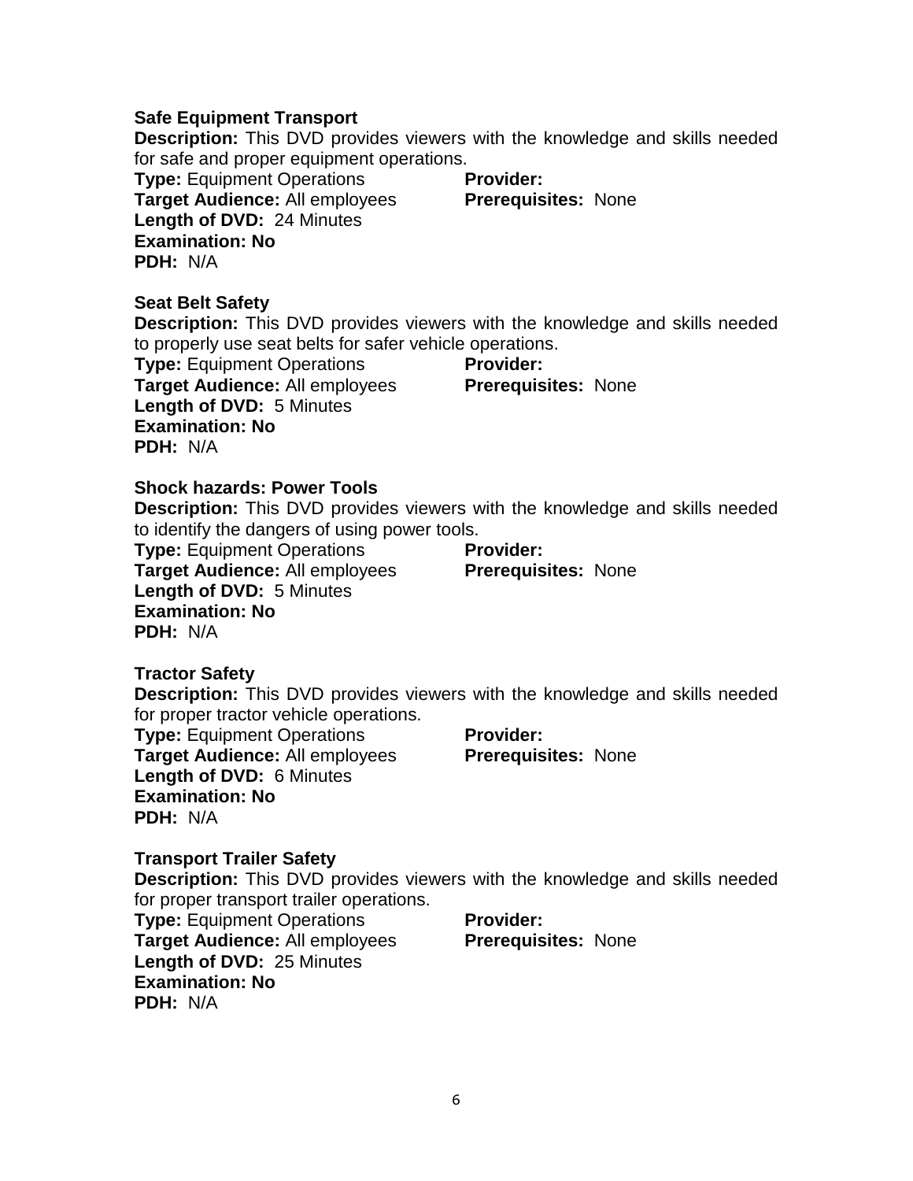**Safe Equipment Transport**

**Description:** This DVD provides viewers with the knowledge and skills needed for safe and proper equipment operations.

**Type:** Equipment Operations **Provider:**

**Target Audience:** All employees **Prerequisites:** None

**Length of DVD:** 24 Minutes

**Examination: No**

**PDH:** N/A

**Seat Belt Safety**

**Description:** This DVD provides viewers with the knowledge and skills needed to properly use seat belts for safer vehicle operations.

**Type:** Equipment Operations **Provider:**

**Target Audience:** All employees **Prerequisites:** None

**Length of DVD:** 5 Minutes

**Examination: No**

**PDH:** N/A

**Shock hazards: Power Tools**

**Description:** This DVD provides viewers with the knowledge and skills needed to identify the dangers of using power tools.

**Type:** Equipment Operations **Provider:**

**Target Audience:** All employees **Prerequisites:** None

**Length of DVD:** 5 Minutes

**Examination: No**

**PDH:** N/A

**Tractor Safety**

**Description:** This DVD provides viewers with the knowledge and skills needed for proper tractor vehicle operations.

**Type:** Equipment Operations **Provider:**

**Target Audience:** All employees **Prerequisites:** None

**Length of DVD:** 6 Minutes

**Examination: No**

**PDH:** N/A

**Transport Trailer Safety**

**Description:** This DVD provides viewers with the knowledge and skills needed for proper transport trailer operations.

**Type:** Equipment Operations **Provider:**

**Target Audience:** All employees **Prerequisites:** None

**Length of DVD:** 25 Minutes

**Examination: No**

**PDH:** N/A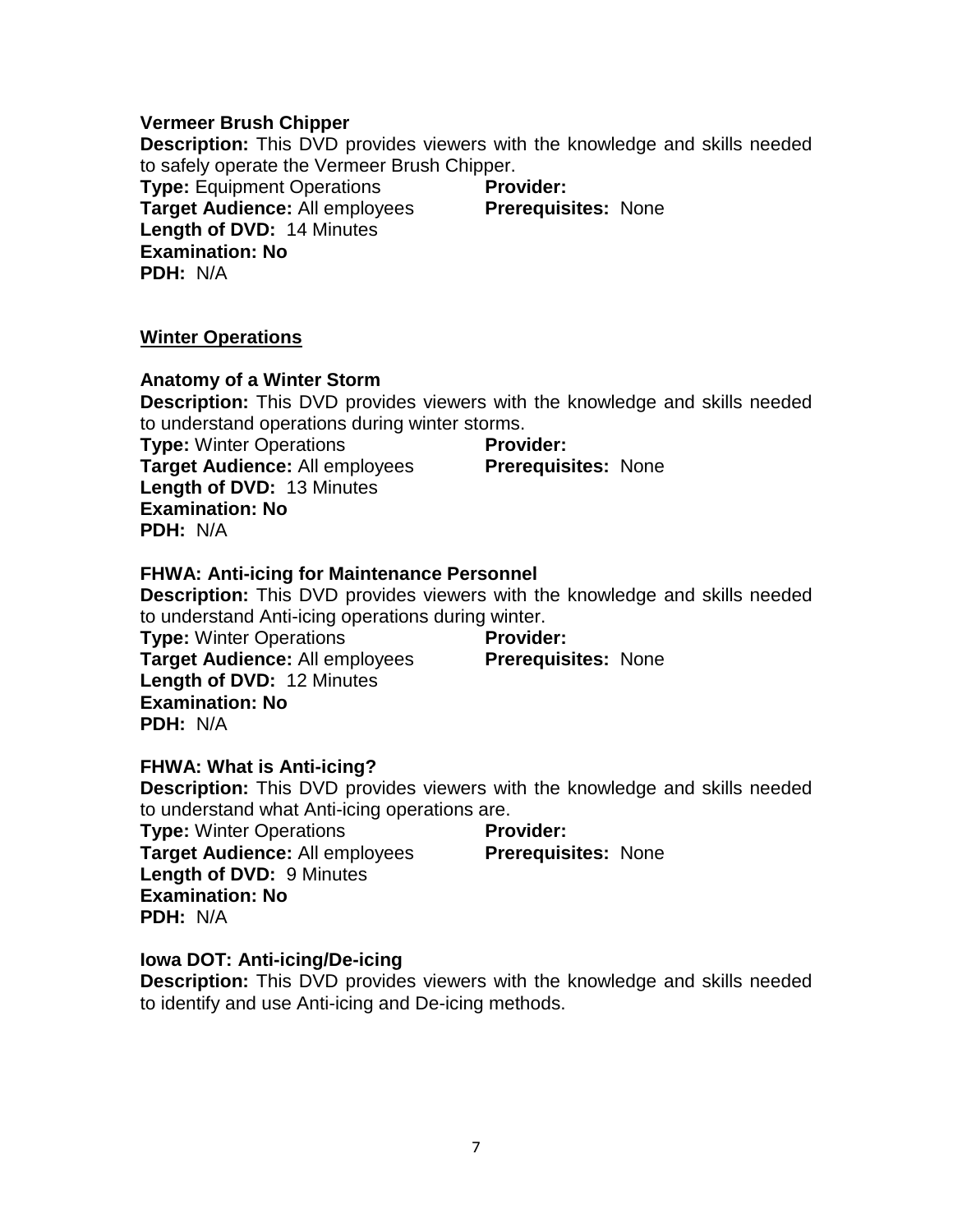**Vermeer Brush Chipper**

**Description:** This DVD provides viewers with the knowledge and skills needed to safely operate the Vermeer Brush Chipper.

**Type:** Equipment Operations **Provider:**

**Target Audience:** All employees **Prerequisites:** None

**Length of DVD:** 14 Minutes

**Examination: No**

**PDH:** N/A

## Winter Operations

**Anatomy of a Winter Storm**

**Description:** This DVD provides viewers with the knowledge and skills needed to understand operations during winter storms.

**Type:** Winter Operations **Provider:**

**Target Audience:** All employees **Prerequisites:** None

**Length of DVD:** 13 Minutes

**Examination: No**

**PDH:** N/A

**FHWA: Anti-icing for Maintenance Personnel**

**Description:** This DVD provides viewers with the knowledge and skills needed to understand Anti-icing operations during winter.

**Type:** Winter Operations **Provider:**

**Target Audience:** All employees **Prerequisites:** None

**Length of DVD:** 12 Minutes

**Examination: No**

**PDH:** N/A

**FHWA: What is Anti-icing?**

**Description:** This DVD provides viewers with the knowledge and skills needed to understand what Anti-icing operations are.

**Type:** Winter Operations **Provider:**

**Target Audience:** All employees **Prerequisites:** None

**Length of DVD:** 9 Minutes

**Examination: No**

**PDH:** N/A

**Iowa DOT: Anti-icing/De-icing**

**Description:** This DVD provides viewers with the knowledge and skills needed to identify and use Anti-icing and De-icing methods.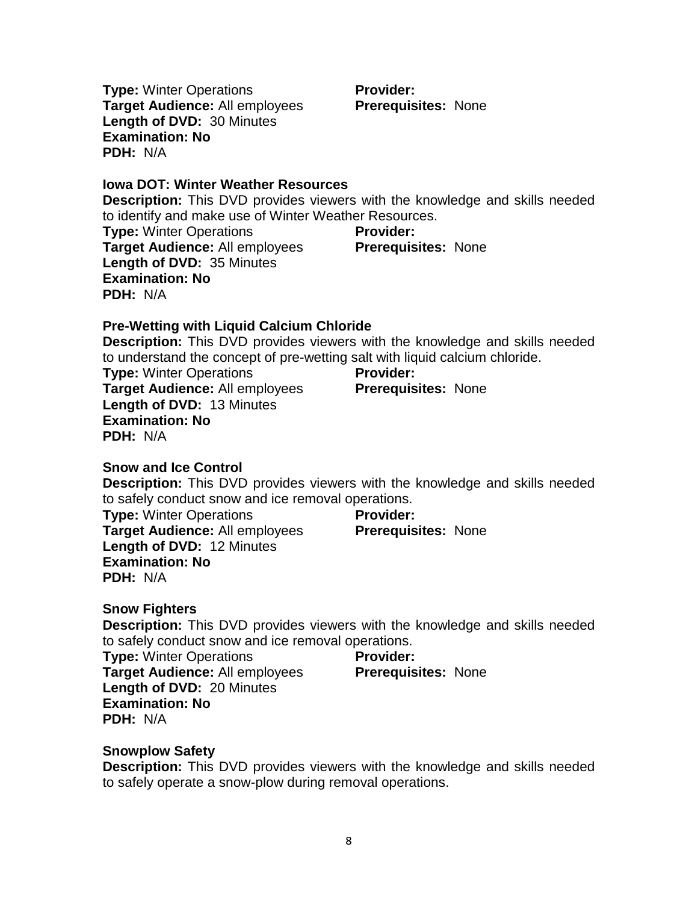**Type:** Winter Operations
**Provider:**
**Target Audience:** All employees
**Prerequisites:** None
**Length of DVD:** 30 Minutes
**Examination: No**
**PDH:** N/A

**Iowa DOT: Winter Weather Resources**

**Description:** This DVD provides viewers with the knowledge and skills needed to identify and make use of Winter Weather Resources.
**Type:** Winter Operations
**Provider:**
**Target Audience:** All employees
**Prerequisites:** None
**Length of DVD:** 35 Minutes
**Examination: No**
**PDH:** N/A

**Pre-Wetting with Liquid Calcium Chloride**

**Description:** This DVD provides viewers with the knowledge and skills needed to understand the concept of pre-wetting salt with liquid calcium chloride.
**Type:** Winter Operations
**Provider:**
**Target Audience:** All employees
**Prerequisites:** None
**Length of DVD:** 13 Minutes
**Examination: No**
**PDH:** N/A

**Snow and Ice Control**

**Description:** This DVD provides viewers with the knowledge and skills needed to safely conduct snow and ice removal operations.
**Type:** Winter Operations
**Provider:**
**Target Audience:** All employees
**Prerequisites:** None
**Length of DVD:** 12 Minutes
**Examination: No**
**PDH:** N/A

**Snow Fighters**

**Description:** This DVD provides viewers with the knowledge and skills needed to safely conduct snow and ice removal operations.
**Type:** Winter Operations
**Provider:**
**Target Audience:** All employees
**Prerequisites:** None
**Length of DVD:** 20 Minutes
**Examination: No**
**PDH:** N/A

**Snowplow Safety**

**Description:** This DVD provides viewers with the knowledge and skills needed to safely operate a snow-plow during removal operations.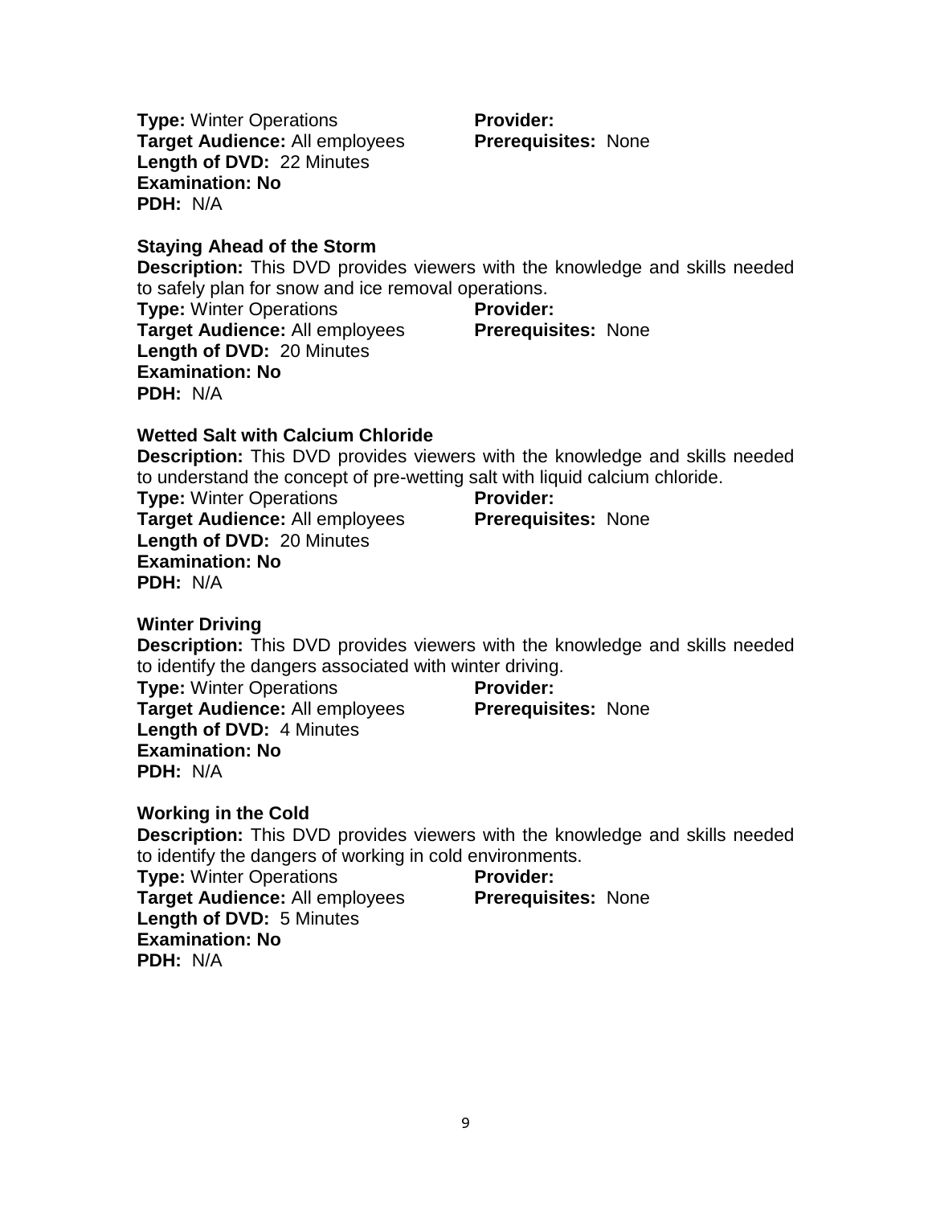**Type:** Winter Operations
**Provider:**
**Target Audience:** All employees
**Prerequisites:** None
**Length of DVD:** 22 Minutes
**Examination: No**
**PDH:** N/A

### Staying Ahead of the Storm

**Description:** This DVD provides viewers with the knowledge and skills needed to safely plan for snow and ice removal operations.
**Type:** Winter Operations
**Provider:**
**Target Audience:** All employees
**Prerequisites:** None
**Length of DVD:** 20 Minutes
**Examination: No**
**PDH:** N/A

### Wetted Salt with Calcium Chloride

**Description:** This DVD provides viewers with the knowledge and skills needed to understand the concept of pre-wetting salt with liquid calcium chloride.
**Type:** Winter Operations
**Provider:**
**Target Audience:** All employees
**Prerequisites:** None
**Length of DVD:** 20 Minutes
**Examination: No**
**PDH:** N/A

### Winter Driving

**Description:** This DVD provides viewers with the knowledge and skills needed to identify the dangers associated with winter driving.
**Type:** Winter Operations
**Provider:**
**Target Audience:** All employees
**Prerequisites:** None
**Length of DVD:** 4 Minutes
**Examination: No**
**PDH:** N/A

### Working in the Cold

**Description:** This DVD provides viewers with the knowledge and skills needed to identify the dangers of working in cold environments.
**Type:** Winter Operations
**Provider:**
**Target Audience:** All employees
**Prerequisites:** None
**Length of DVD:** 5 Minutes
**Examination: No**
**PDH:** N/A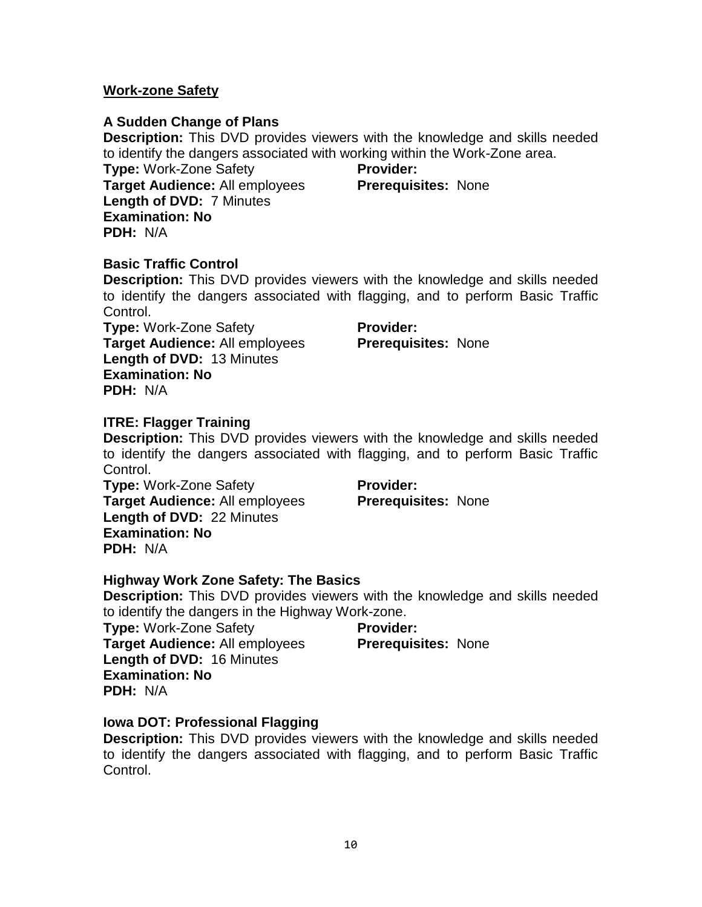## Work-zone Safety

### A Sudden Change of Plans

**Description:** This DVD provides viewers with the knowledge and skills needed to identify the dangers associated with working within the Work-Zone area.
**Type:** Work-Zone Safety
**Provider:**
**Target Audience:** All employees
**Prerequisites:** None
**Length of DVD:** 7 Minutes
**Examination: No**
**PDH:** N/A

### Basic Traffic Control

**Description:** This DVD provides viewers with the knowledge and skills needed to identify the dangers associated with flagging, and to perform Basic Traffic Control.
**Type:** Work-Zone Safety
**Provider:**
**Target Audience:** All employees
**Prerequisites:** None
**Length of DVD:** 13 Minutes
**Examination: No**
**PDH:** N/A

### ITRE: Flagger Training

**Description:** This DVD provides viewers with the knowledge and skills needed to identify the dangers associated with flagging, and to perform Basic Traffic Control.
**Type:** Work-Zone Safety
**Provider:**
**Target Audience:** All employees
**Prerequisites:** None
**Length of DVD:** 22 Minutes
**Examination: No**
**PDH:** N/A

### Highway Work Zone Safety: The Basics

**Description:** This DVD provides viewers with the knowledge and skills needed to identify the dangers in the Highway Work-zone.
**Type:** Work-Zone Safety
**Provider:**
**Target Audience:** All employees
**Prerequisites:** None
**Length of DVD:** 16 Minutes
**Examination: No**
**PDH:** N/A

### Iowa DOT: Professional Flagging

**Description:** This DVD provides viewers with the knowledge and skills needed to identify the dangers associated with flagging, and to perform Basic Traffic Control.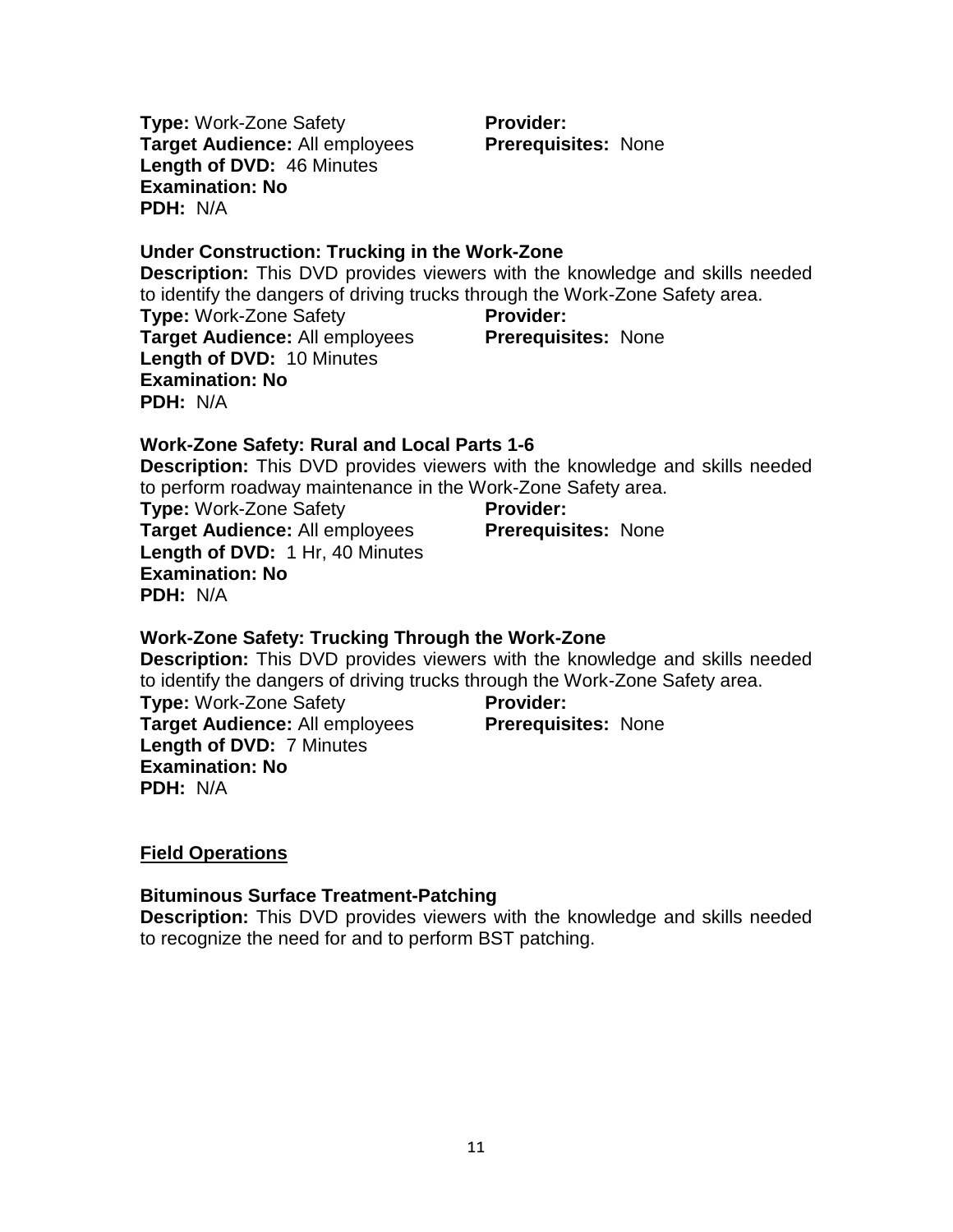**Type:** Work-Zone Safety **Provider:**
**Target Audience:** All employees **Prerequisites:** None
**Length of DVD:** 46 Minutes
**Examination: No**
**PDH:** N/A

**Under Construction: Trucking in the Work-Zone**
**Description:** This DVD provides viewers with the knowledge and skills needed to identify the dangers of driving trucks through the Work-Zone Safety area.
**Type:** Work-Zone Safety **Provider:**
**Target Audience:** All employees **Prerequisites:** None
**Length of DVD:** 10 Minutes
**Examination: No**
**PDH:** N/A

**Work-Zone Safety: Rural and Local Parts 1-6**
**Description:** This DVD provides viewers with the knowledge and skills needed to perform roadway maintenance in the Work-Zone Safety area.
**Type:** Work-Zone Safety **Provider:**
**Target Audience:** All employees **Prerequisites:** None
**Length of DVD:** 1 Hr, 40 Minutes
**Examination: No**
**PDH:** N/A

**Work-Zone Safety: Trucking Through the Work-Zone**
**Description:** This DVD provides viewers with the knowledge and skills needed to identify the dangers of driving trucks through the Work-Zone Safety area.
**Type:** Work-Zone Safety **Provider:**
**Target Audience:** All employees **Prerequisites:** None
**Length of DVD:** 7 Minutes
**Examination: No**
**PDH:** N/A

## Field Operations

**Bituminous Surface Treatment-Patching**
**Description:** This DVD provides viewers with the knowledge and skills needed to recognize the need for and to perform BST patching.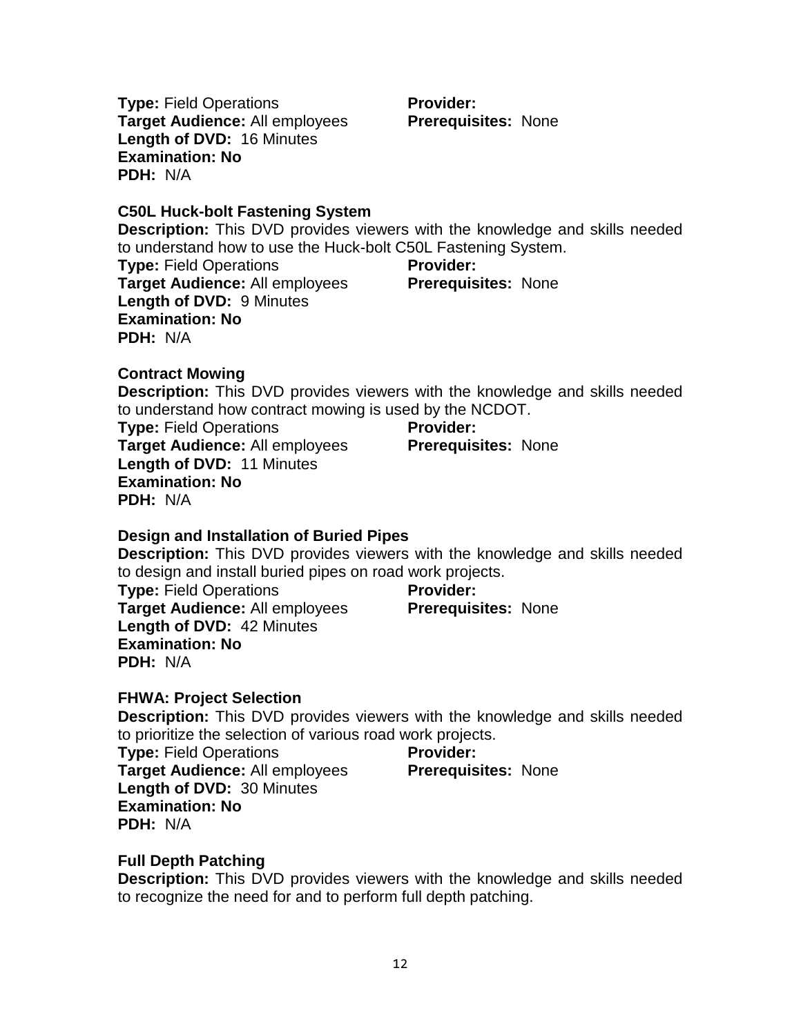**Type:** Field Operations
**Provider:**
**Target Audience:** All employees
**Prerequisites:** None
**Length of DVD:** 16 Minutes
**Examination: No**
**PDH:** N/A

**C50L Huck-bolt Fastening System**

**Description:** This DVD provides viewers with the knowledge and skills needed to understand how to use the Huck-bolt C50L Fastening System.
**Type:** Field Operations
**Provider:**
**Target Audience:** All employees
**Prerequisites:** None
**Length of DVD:** 9 Minutes
**Examination: No**
**PDH:** N/A

**Contract Mowing**

**Description:** This DVD provides viewers with the knowledge and skills needed to understand how contract mowing is used by the NCDOT.
**Type:** Field Operations
**Provider:**
**Target Audience:** All employees
**Prerequisites:** None
**Length of DVD:** 11 Minutes
**Examination: No**
**PDH:** N/A

**Design and Installation of Buried Pipes**

**Description:** This DVD provides viewers with the knowledge and skills needed to design and install buried pipes on road work projects.
**Type:** Field Operations
**Provider:**
**Target Audience:** All employees
**Prerequisites:** None
**Length of DVD:** 42 Minutes
**Examination: No**
**PDH:** N/A

**FHWA: Project Selection**

**Description:** This DVD provides viewers with the knowledge and skills needed to prioritize the selection of various road work projects.
**Type:** Field Operations
**Provider:**
**Target Audience:** All employees
**Prerequisites:** None
**Length of DVD:** 30 Minutes
**Examination: No**
**PDH:** N/A

**Full Depth Patching**

**Description:** This DVD provides viewers with the knowledge and skills needed to recognize the need for and to perform full depth patching.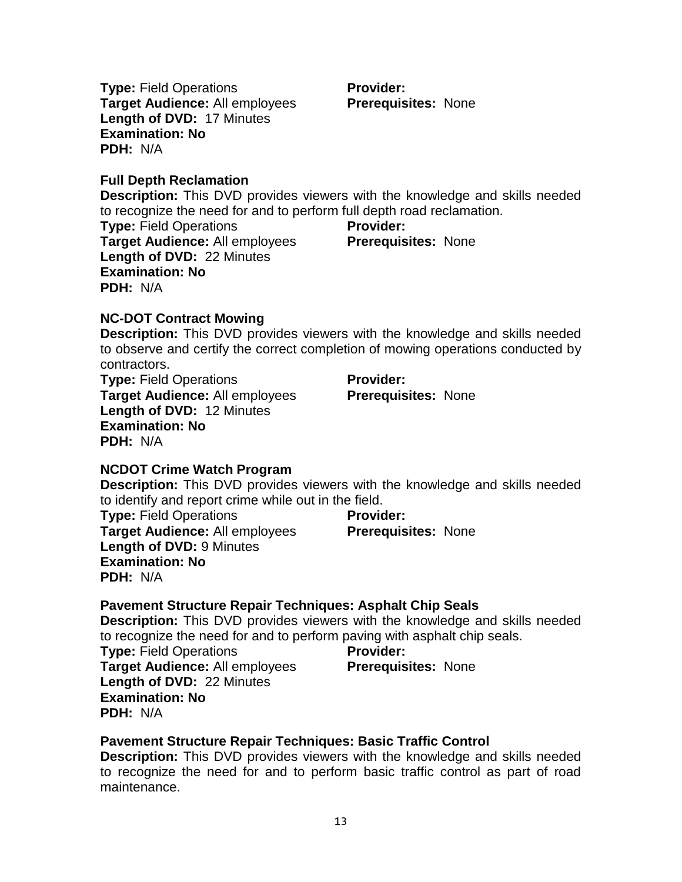**Type:** Field Operations
**Provider:**
**Target Audience:** All employees
**Prerequisites:** None
**Length of DVD:** 17 Minutes
**Examination: No**
**PDH:** N/A

**Full Depth Reclamation**
**Description:** This DVD provides viewers with the knowledge and skills needed to recognize the need for and to perform full depth road reclamation.
**Type:** Field Operations
**Provider:**
**Target Audience:** All employees
**Prerequisites:** None
**Length of DVD:** 22 Minutes
**Examination: No**
**PDH:** N/A

**NC-DOT Contract Mowing**
**Description:** This DVD provides viewers with the knowledge and skills needed to observe and certify the correct completion of mowing operations conducted by contractors.
**Type:** Field Operations
**Provider:**
**Target Audience:** All employees
**Prerequisites:** None
**Length of DVD:** 12 Minutes
**Examination: No**
**PDH:** N/A

**NCDOT Crime Watch Program**
**Description:** This DVD provides viewers with the knowledge and skills needed to identify and report crime while out in the field.
**Type:** Field Operations
**Provider:**
**Target Audience:** All employees
**Prerequisites:** None
**Length of DVD:** 9 Minutes
**Examination: No**
**PDH:** N/A

**Pavement Structure Repair Techniques: Asphalt Chip Seals**
**Description:** This DVD provides viewers with the knowledge and skills needed to recognize the need for and to perform paving with asphalt chip seals.
**Type:** Field Operations
**Provider:**
**Target Audience:** All employees
**Prerequisites:** None
**Length of DVD:** 22 Minutes
**Examination: No**
**PDH:** N/A

**Pavement Structure Repair Techniques: Basic Traffic Control**
**Description:** This DVD provides viewers with the knowledge and skills needed to recognize the need for and to perform basic traffic control as part of road maintenance.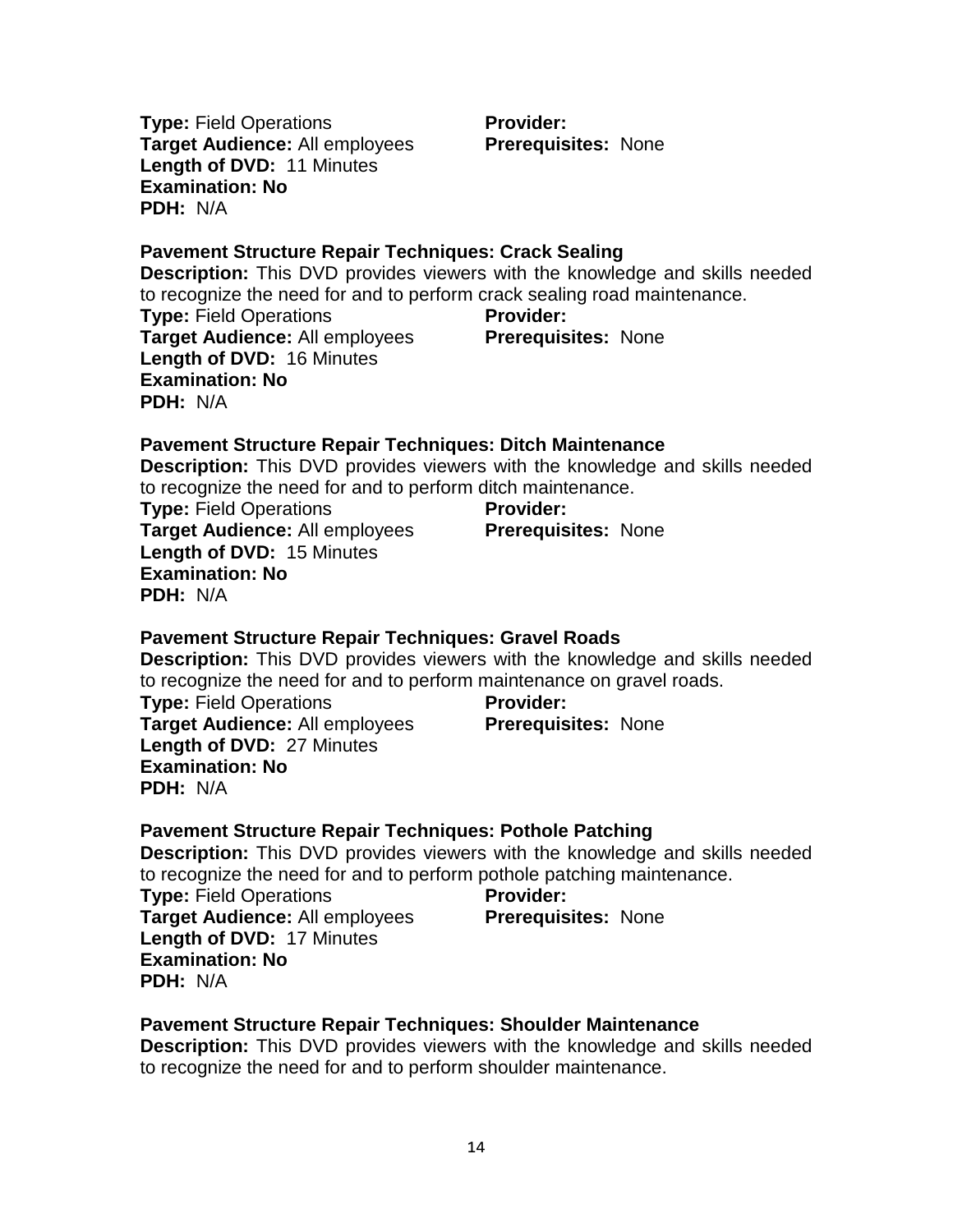**Type:** Field Operations
**Provider:**
**Target Audience:** All employees
**Prerequisites:** None
**Length of DVD:** 11 Minutes
**Examination: No**
**PDH:** N/A

**Pavement Structure Repair Techniques: Crack Sealing**
**Description:** This DVD provides viewers with the knowledge and skills needed to recognize the need for and to perform crack sealing road maintenance.
**Type:** Field Operations
**Provider:**
**Target Audience:** All employees
**Prerequisites:** None
**Length of DVD:** 16 Minutes
**Examination: No**
**PDH:** N/A

**Pavement Structure Repair Techniques: Ditch Maintenance**
**Description:** This DVD provides viewers with the knowledge and skills needed to recognize the need for and to perform ditch maintenance.
**Type:** Field Operations
**Provider:**
**Target Audience:** All employees
**Prerequisites:** None
**Length of DVD:** 15 Minutes
**Examination: No**
**PDH:** N/A

**Pavement Structure Repair Techniques: Gravel Roads**
**Description:** This DVD provides viewers with the knowledge and skills needed to recognize the need for and to perform maintenance on gravel roads.
**Type:** Field Operations
**Provider:**
**Target Audience:** All employees
**Prerequisites:** None
**Length of DVD:** 27 Minutes
**Examination: No**
**PDH:** N/A

**Pavement Structure Repair Techniques: Pothole Patching**
**Description:** This DVD provides viewers with the knowledge and skills needed to recognize the need for and to perform pothole patching maintenance.
**Type:** Field Operations
**Provider:**
**Target Audience:** All employees
**Prerequisites:** None
**Length of DVD:** 17 Minutes
**Examination: No**
**PDH:** N/A

**Pavement Structure Repair Techniques: Shoulder Maintenance**
**Description:** This DVD provides viewers with the knowledge and skills needed to recognize the need for and to perform shoulder maintenance.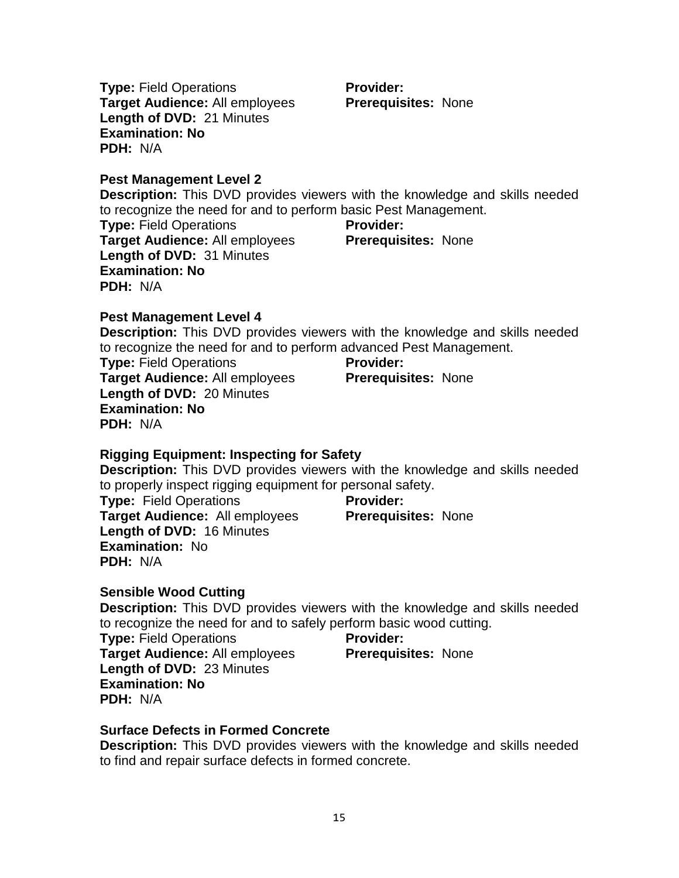**Type:** Field Operations
**Provider:**
**Target Audience:** All employees
**Prerequisites:** None
**Length of DVD:** 21 Minutes
**Examination: No**
**PDH:** N/A

**Pest Management Level 2**

**Description:** This DVD provides viewers with the knowledge and skills needed to recognize the need for and to perform basic Pest Management.
**Type:** Field Operations
**Provider:**
**Target Audience:** All employees
**Prerequisites:** None
**Length of DVD:** 31 Minutes
**Examination: No**
**PDH:** N/A

**Pest Management Level 4**

**Description:** This DVD provides viewers with the knowledge and skills needed to recognize the need for and to perform advanced Pest Management.
**Type:** Field Operations
**Provider:**
**Target Audience:** All employees
**Prerequisites:** None
**Length of DVD:** 20 Minutes
**Examination: No**
**PDH:** N/A

**Rigging Equipment: Inspecting for Safety**

**Description:** This DVD provides viewers with the knowledge and skills needed to properly inspect rigging equipment for personal safety.
**Type:** Field Operations
**Provider:**
**Target Audience:** All employees
**Prerequisites:** None
**Length of DVD:** 16 Minutes
**Examination:** No
**PDH:** N/A

**Sensible Wood Cutting**

**Description:** This DVD provides viewers with the knowledge and skills needed to recognize the need for and to safely perform basic wood cutting.
**Type:** Field Operations
**Provider:**
**Target Audience:** All employees
**Prerequisites:** None
**Length of DVD:** 23 Minutes
**Examination: No**
**PDH:** N/A

**Surface Defects in Formed Concrete**

**Description:** This DVD provides viewers with the knowledge and skills needed to find and repair surface defects in formed concrete.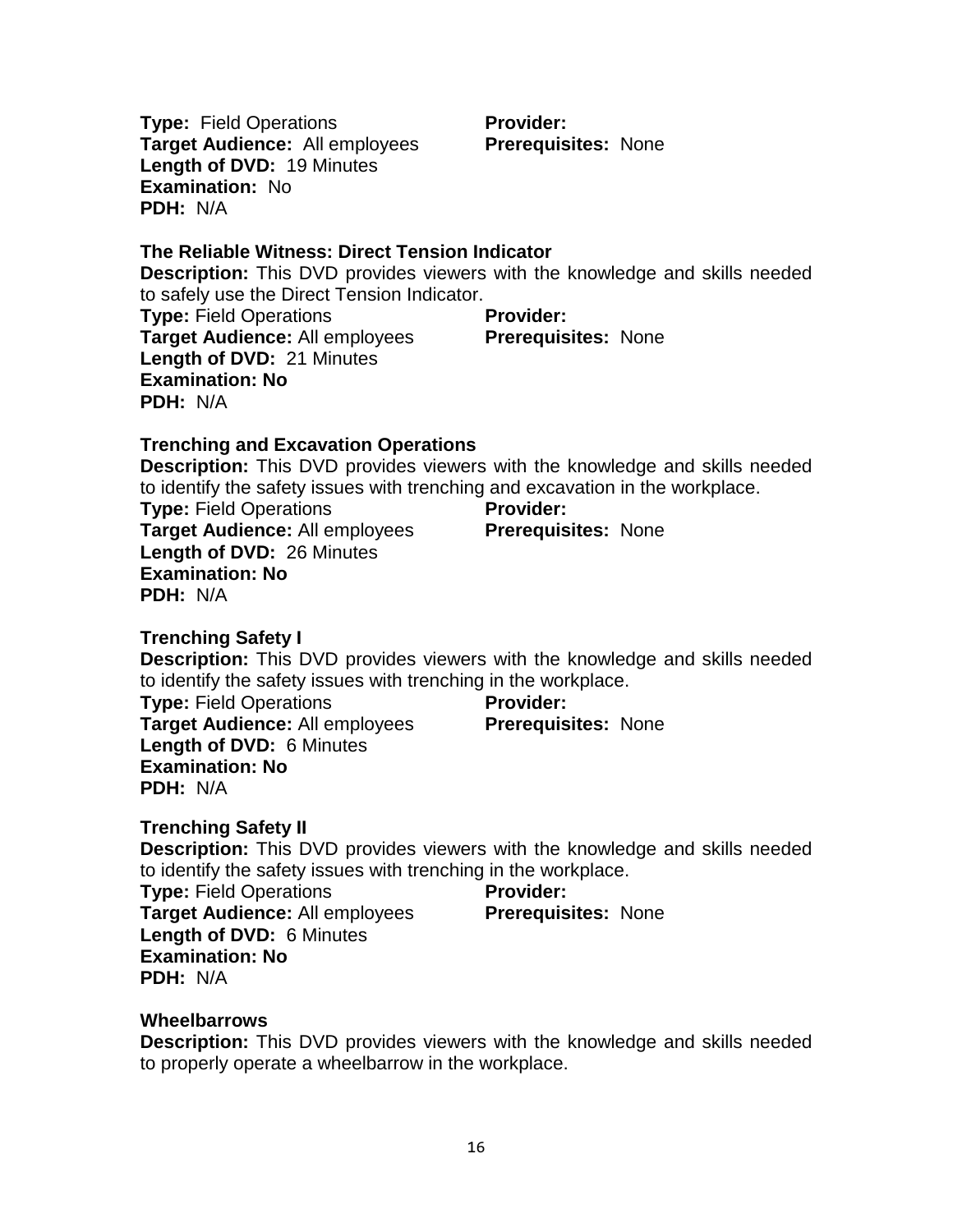**Type:** Field Operations

**Provider:**

**Target Audience:** All employees

**Prerequisites:** None

**Length of DVD:** 19 Minutes

**Examination:** No

**PDH:** N/A

**The Reliable Witness: Direct Tension Indicator**

**Description:** This DVD provides viewers with the knowledge and skills needed to safely use the Direct Tension Indicator.

**Type:** Field Operations

**Provider:**

**Target Audience:** All employees

**Prerequisites:** None

**Length of DVD:** 21 Minutes

**Examination: No**

**PDH:** N/A

**Trenching and Excavation Operations**

**Description:** This DVD provides viewers with the knowledge and skills needed to identify the safety issues with trenching and excavation in the workplace.

**Type:** Field Operations

**Provider:**

**Target Audience:** All employees

**Prerequisites:** None

**Length of DVD:** 26 Minutes

**Examination: No**

**PDH:** N/A

**Trenching Safety I**

**Description:** This DVD provides viewers with the knowledge and skills needed to identify the safety issues with trenching in the workplace.

**Type:** Field Operations

**Provider:**

**Target Audience:** All employees

**Prerequisites:** None

**Length of DVD:** 6 Minutes

**Examination: No**

**PDH:** N/A

**Trenching Safety II**

**Description:** This DVD provides viewers with the knowledge and skills needed to identify the safety issues with trenching in the workplace.

**Type:** Field Operations

**Provider:**

**Target Audience:** All employees

**Prerequisites:** None

**Length of DVD:** 6 Minutes

**Examination: No**

**PDH:** N/A

**Wheelbarrows**

**Description:** This DVD provides viewers with the knowledge and skills needed to properly operate a wheelbarrow in the workplace.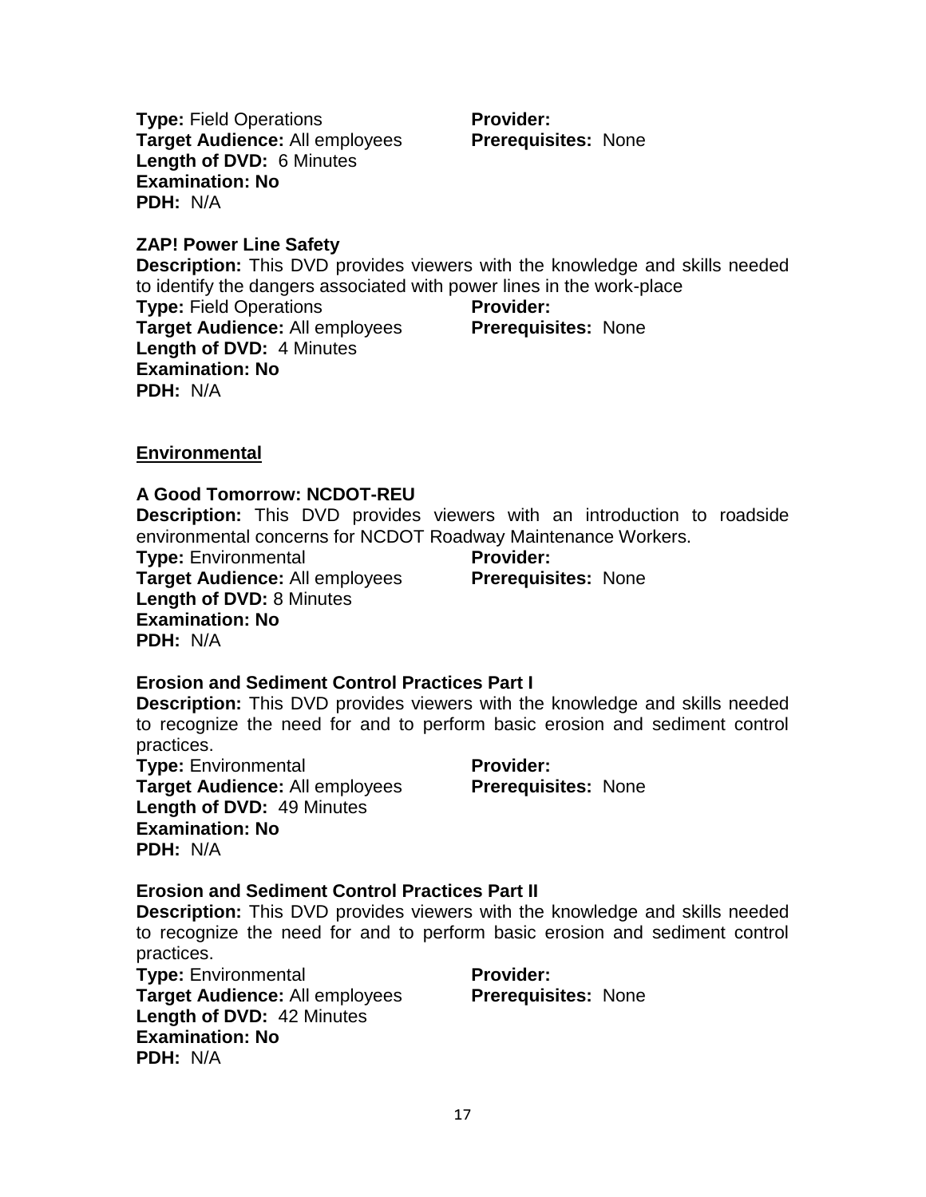**Type:** Field Operations **Provider:**
**Target Audience:** All employees **Prerequisites:** None
**Length of DVD:** 6 Minutes
**Examination: No**
**PDH:** N/A

**ZAP! Power Line Safety**
**Description:** This DVD provides viewers with the knowledge and skills needed to identify the dangers associated with power lines in the work-place
**Type:** Field Operations **Provider:**
**Target Audience:** All employees **Prerequisites:** None
**Length of DVD:** 4 Minutes
**Examination: No**
**PDH:** N/A

## Environmental

**A Good Tomorrow: NCDOT-REU**
**Description:** This DVD provides viewers with an introduction to roadside environmental concerns for NCDOT Roadway Maintenance Workers.
**Type:** Environmental **Provider:**
**Target Audience:** All employees **Prerequisites:** None
**Length of DVD:** 8 Minutes
**Examination: No**
**PDH:** N/A

**Erosion and Sediment Control Practices Part I**
**Description:** This DVD provides viewers with the knowledge and skills needed to recognize the need for and to perform basic erosion and sediment control practices.
**Type:** Environmental **Provider:**
**Target Audience:** All employees **Prerequisites:** None
**Length of DVD:** 49 Minutes
**Examination: No**
**PDH:** N/A

**Erosion and Sediment Control Practices Part II**
**Description:** This DVD provides viewers with the knowledge and skills needed to recognize the need for and to perform basic erosion and sediment control practices.
**Type:** Environmental **Provider:**
**Target Audience:** All employees **Prerequisites:** None
**Length of DVD:** 42 Minutes
**Examination: No**
**PDH:** N/A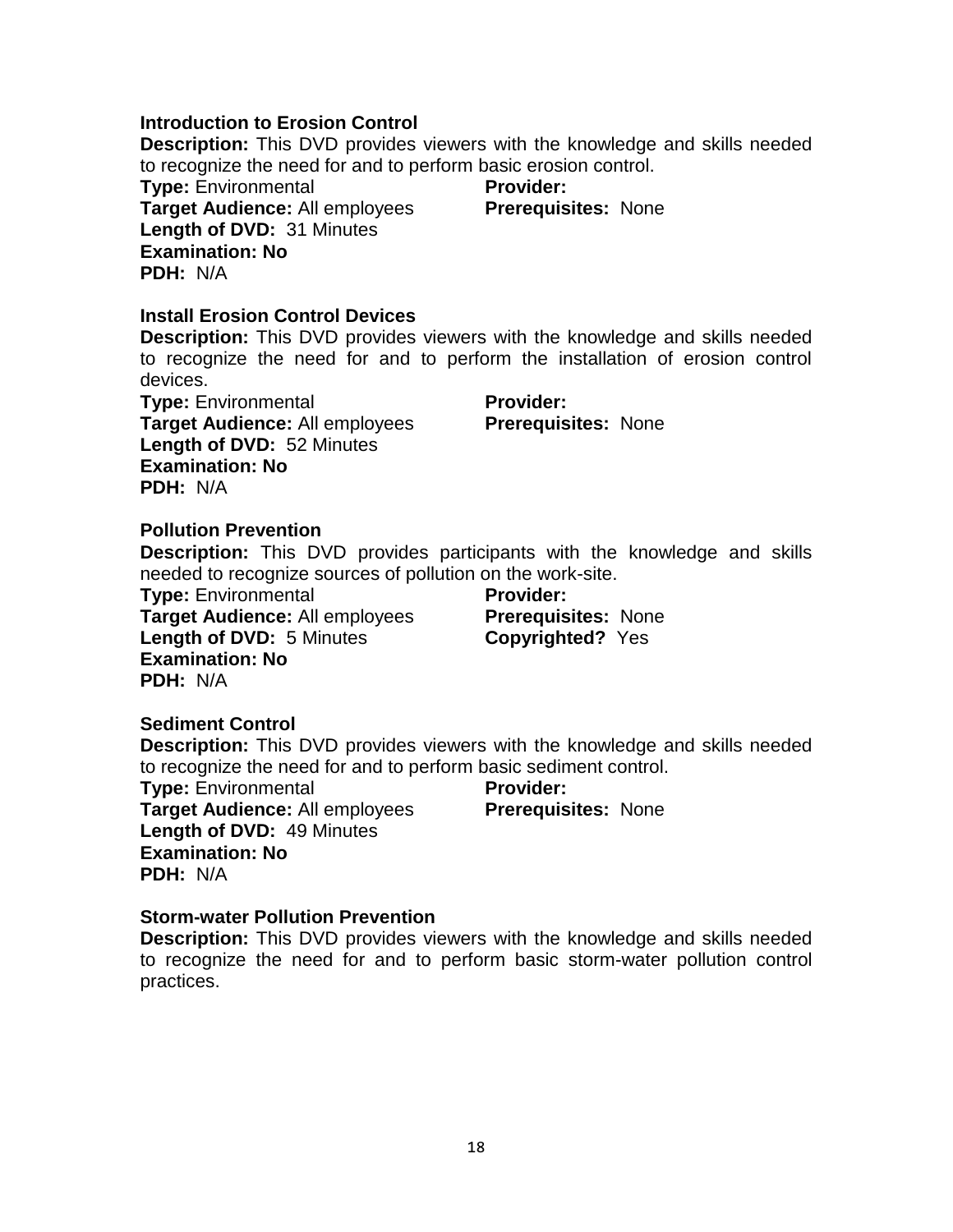**Introduction to Erosion Control**
**Description:** This DVD provides viewers with the knowledge and skills needed to recognize the need for and to perform basic erosion control.
**Type:** Environmental
**Provider:**
**Target Audience:** All employees
**Prerequisites:** None
**Length of DVD:** 31 Minutes
**Examination: No**
**PDH:** N/A

**Install Erosion Control Devices**
**Description:** This DVD provides viewers with the knowledge and skills needed to recognize the need for and to perform the installation of erosion control devices.
**Type:** Environmental
**Provider:**
**Target Audience:** All employees
**Prerequisites:** None
**Length of DVD:** 52 Minutes
**Examination: No**
**PDH:** N/A

**Pollution Prevention**
**Description:** This DVD provides participants with the knowledge and skills needed to recognize sources of pollution on the work-site.
**Type:** Environmental
**Provider:**
**Target Audience:** All employees
**Prerequisites:** None
**Length of DVD:** 5 Minutes
**Copyrighted?** Yes
**Examination: No**
**PDH:** N/A

**Sediment Control**
**Description:** This DVD provides viewers with the knowledge and skills needed to recognize the need for and to perform basic sediment control.
**Type:** Environmental
**Provider:**
**Target Audience:** All employees
**Prerequisites:** None
**Length of DVD:** 49 Minutes
**Examination: No**
**PDH:** N/A

**Storm-water Pollution Prevention**
**Description:** This DVD provides viewers with the knowledge and skills needed to recognize the need for and to perform basic storm-water pollution control practices.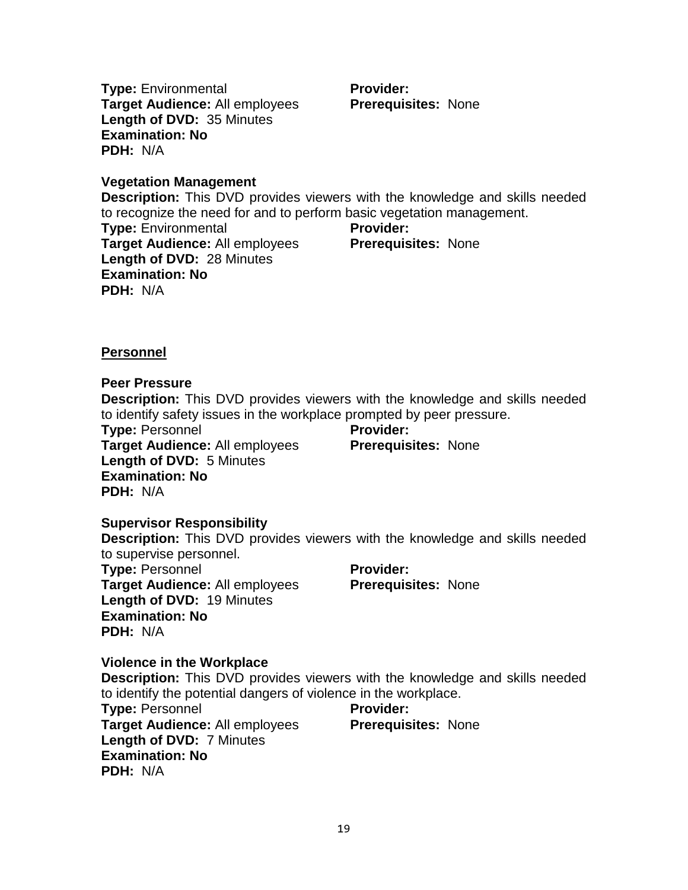**Type:** Environmental
**Provider:**
**Target Audience:** All employees
**Prerequisites:** None
**Length of DVD:** 35 Minutes
**Examination: No**
**PDH:** N/A

**Vegetation Management**
**Description:** This DVD provides viewers with the knowledge and skills needed to recognize the need for and to perform basic vegetation management.
**Type:** Environmental
**Provider:**
**Target Audience:** All employees
**Prerequisites:** None
**Length of DVD:** 28 Minutes
**Examination: No**
**PDH:** N/A

## Personnel

**Peer Pressure**
**Description:** This DVD provides viewers with the knowledge and skills needed to identify safety issues in the workplace prompted by peer pressure.
**Type:** Personnel
**Provider:**
**Target Audience:** All employees
**Prerequisites:** None
**Length of DVD:** 5 Minutes
**Examination: No**
**PDH:** N/A

**Supervisor Responsibility**
**Description:** This DVD provides viewers with the knowledge and skills needed to supervise personnel.
**Type:** Personnel
**Provider:**
**Target Audience:** All employees
**Prerequisites:** None
**Length of DVD:** 19 Minutes
**Examination: No**
**PDH:** N/A

**Violence in the Workplace**
**Description:** This DVD provides viewers with the knowledge and skills needed to identify the potential dangers of violence in the workplace.
**Type:** Personnel
**Provider:**
**Target Audience:** All employees
**Prerequisites:** None
**Length of DVD:** 7 Minutes
**Examination: No**
**PDH:** N/A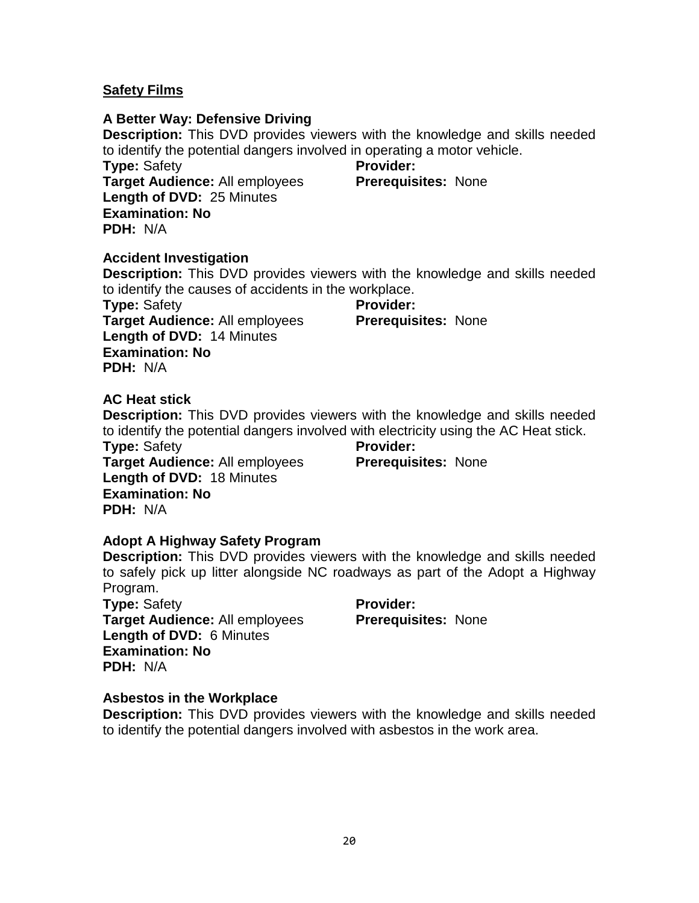**Safety Films**

**A Better Way: Defensive Driving**

**Description:** This DVD provides viewers with the knowledge and skills needed to identify the potential dangers involved in operating a motor vehicle.

**Type:** Safety
**Provider:**
**Target Audience:** All employees
**Prerequisites:** None
**Length of DVD:** 25 Minutes
**Examination: No**
**PDH:** N/A

**Accident Investigation**

**Description:** This DVD provides viewers with the knowledge and skills needed to identify the causes of accidents in the workplace.

**Type:** Safety
**Provider:**
**Target Audience:** All employees
**Prerequisites:** None
**Length of DVD:** 14 Minutes
**Examination: No**
**PDH:** N/A

**AC Heat stick**

**Description:** This DVD provides viewers with the knowledge and skills needed to identify the potential dangers involved with electricity using the AC Heat stick.

**Type:** Safety
**Provider:**
**Target Audience:** All employees
**Prerequisites:** None
**Length of DVD:** 18 Minutes
**Examination: No**
**PDH:** N/A

**Adopt A Highway Safety Program**

**Description:** This DVD provides viewers with the knowledge and skills needed to safely pick up litter alongside NC roadways as part of the Adopt a Highway Program.

**Type:** Safety
**Provider:**
**Target Audience:** All employees
**Prerequisites:** None
**Length of DVD:** 6 Minutes
**Examination: No**
**PDH:** N/A

**Asbestos in the Workplace**

**Description:** This DVD provides viewers with the knowledge and skills needed to identify the potential dangers involved with asbestos in the work area.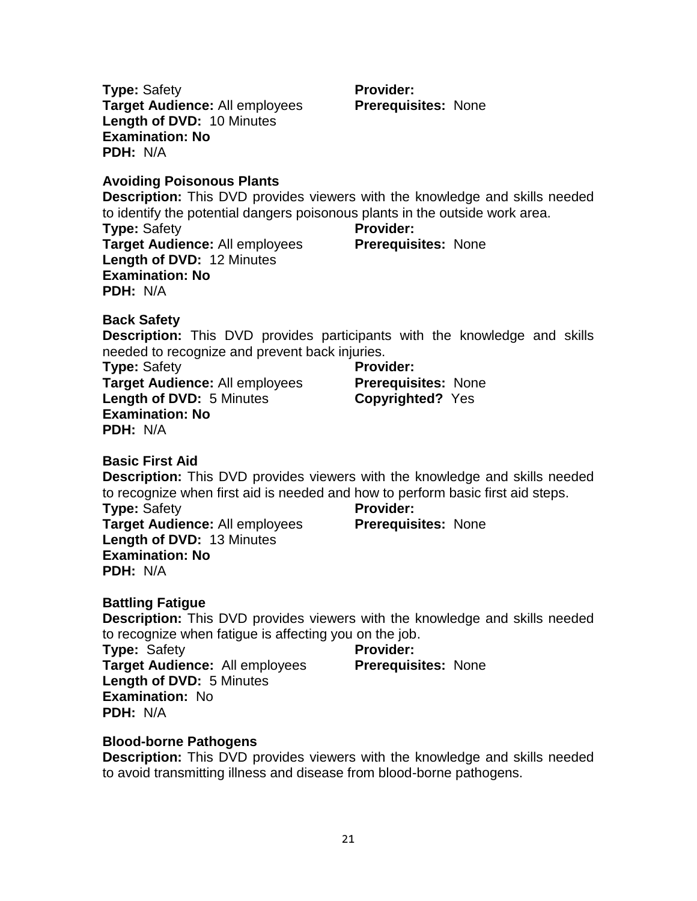**Type:** Safety
**Provider:**
**Target Audience:** All employees
**Prerequisites:** None
**Length of DVD:** 10 Minutes
**Examination: No**
**PDH:** N/A

**Avoiding Poisonous Plants**

**Description:** This DVD provides viewers with the knowledge and skills needed to identify the potential dangers poisonous plants in the outside work area.

**Type:** Safety
**Provider:**
**Target Audience:** All employees
**Prerequisites:** None
**Length of DVD:** 12 Minutes
**Examination: No**
**PDH:** N/A

**Back Safety**

**Description:** This DVD provides participants with the knowledge and skills needed to recognize and prevent back injuries.

**Type:** Safety
**Provider:**
**Target Audience:** All employees
**Prerequisites:** None
**Length of DVD:** 5 Minutes
**Copyrighted?** Yes
**Examination: No**
**PDH:** N/A

**Basic First Aid**

**Description:** This DVD provides viewers with the knowledge and skills needed to recognize when first aid is needed and how to perform basic first aid steps.

**Type:** Safety
**Provider:**
**Target Audience:** All employees
**Prerequisites:** None
**Length of DVD:** 13 Minutes
**Examination: No**
**PDH:** N/A

**Battling Fatigue**

**Description:** This DVD provides viewers with the knowledge and skills needed to recognize when fatigue is affecting you on the job.

**Type:** Safety
**Provider:**
**Target Audience:** All employees
**Prerequisites:** None
**Length of DVD:** 5 Minutes
**Examination:** No
**PDH:** N/A

**Blood-borne Pathogens**

**Description:** This DVD provides viewers with the knowledge and skills needed to avoid transmitting illness and disease from blood-borne pathogens.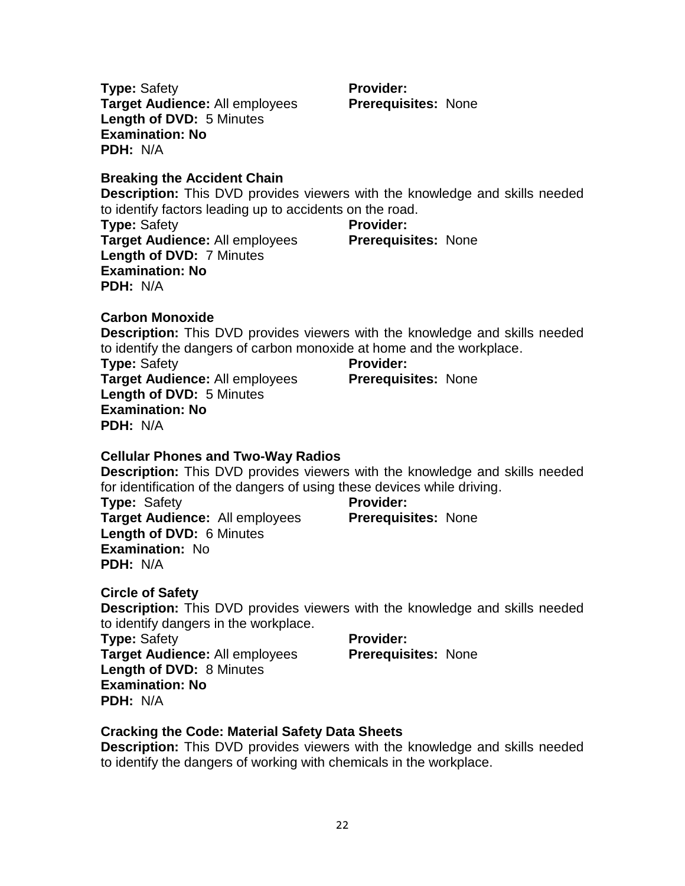**Type:** Safety
**Provider:**
**Target Audience:** All employees
**Prerequisites:** None
**Length of DVD:** 5 Minutes
**Examination: No**
**PDH:** N/A

**Breaking the Accident Chain**

**Description:** This DVD provides viewers with the knowledge and skills needed to identify factors leading up to accidents on the road.

**Type:** Safety
**Provider:**
**Target Audience:** All employees
**Prerequisites:** None
**Length of DVD:** 7 Minutes
**Examination: No**
**PDH:** N/A

**Carbon Monoxide**

**Description:** This DVD provides viewers with the knowledge and skills needed to identify the dangers of carbon monoxide at home and the workplace.

**Type:** Safety
**Provider:**
**Target Audience:** All employees
**Prerequisites:** None
**Length of DVD:** 5 Minutes
**Examination: No**
**PDH:** N/A

**Cellular Phones and Two-Way Radios**

**Description:** This DVD provides viewers with the knowledge and skills needed for identification of the dangers of using these devices while driving.

**Type:** Safety
**Provider:**
**Target Audience:** All employees
**Prerequisites:** None
**Length of DVD:** 6 Minutes
**Examination:** No
**PDH:** N/A

**Circle of Safety**

**Description:** This DVD provides viewers with the knowledge and skills needed to identify dangers in the workplace.

**Type:** Safety
**Provider:**
**Target Audience:** All employees
**Prerequisites:** None
**Length of DVD:** 8 Minutes
**Examination: No**
**PDH:** N/A

**Cracking the Code: Material Safety Data Sheets**

**Description:** This DVD provides viewers with the knowledge and skills needed to identify the dangers of working with chemicals in the workplace.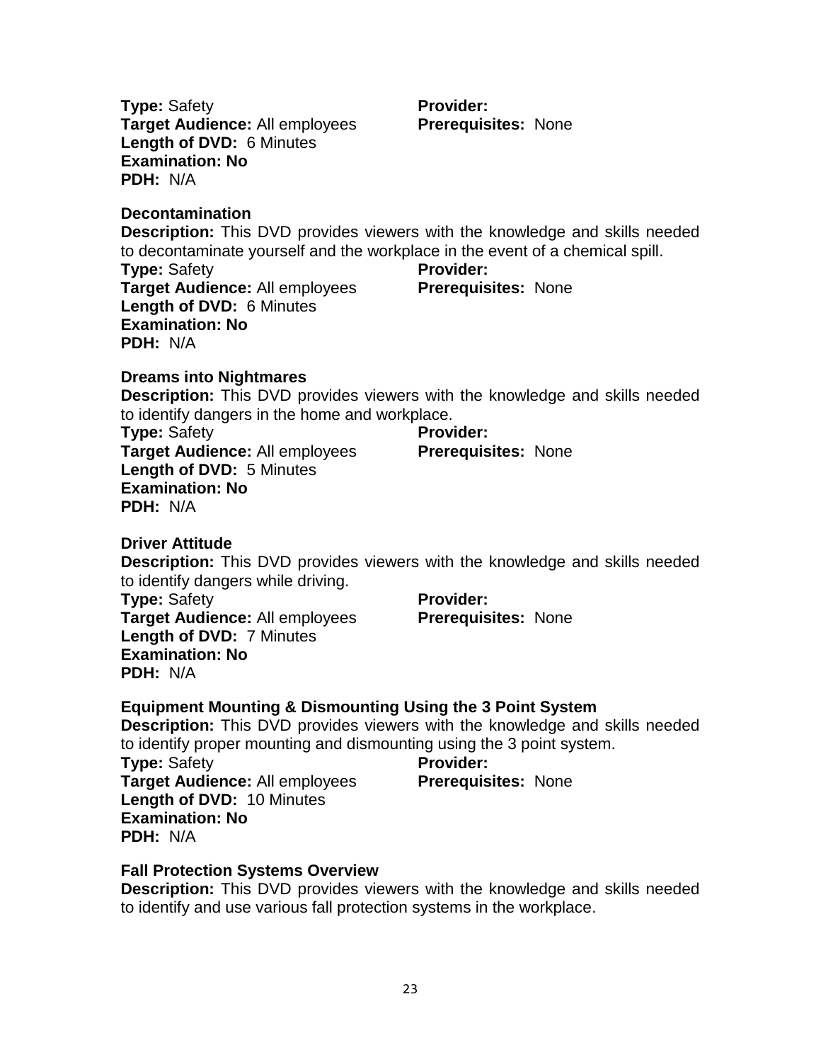**Type:** Safety
**Provider:**
**Target Audience:** All employees
**Prerequisites:** None
**Length of DVD:** 6 Minutes
**Examination: No**
**PDH:** N/A

**Decontamination**

**Description:** This DVD provides viewers with the knowledge and skills needed to decontaminate yourself and the workplace in the event of a chemical spill.
**Type:** Safety
**Provider:**
**Target Audience:** All employees
**Prerequisites:** None
**Length of DVD:** 6 Minutes
**Examination: No**
**PDH:** N/A

**Dreams into Nightmares**

**Description:** This DVD provides viewers with the knowledge and skills needed to identify dangers in the home and workplace.
**Type:** Safety
**Provider:**
**Target Audience:** All employees
**Prerequisites:** None
**Length of DVD:** 5 Minutes
**Examination: No**
**PDH:** N/A

**Driver Attitude**

**Description:** This DVD provides viewers with the knowledge and skills needed to identify dangers while driving.
**Type:** Safety
**Provider:**
**Target Audience:** All employees
**Prerequisites:** None
**Length of DVD:** 7 Minutes
**Examination: No**
**PDH:** N/A

**Equipment Mounting & Dismounting Using the 3 Point System**

**Description:** This DVD provides viewers with the knowledge and skills needed to identify proper mounting and dismounting using the 3 point system.
**Type:** Safety
**Provider:**
**Target Audience:** All employees
**Prerequisites:** None
**Length of DVD:** 10 Minutes
**Examination: No**
**PDH:** N/A

**Fall Protection Systems Overview**

**Description:** This DVD provides viewers with the knowledge and skills needed to identify and use various fall protection systems in the workplace.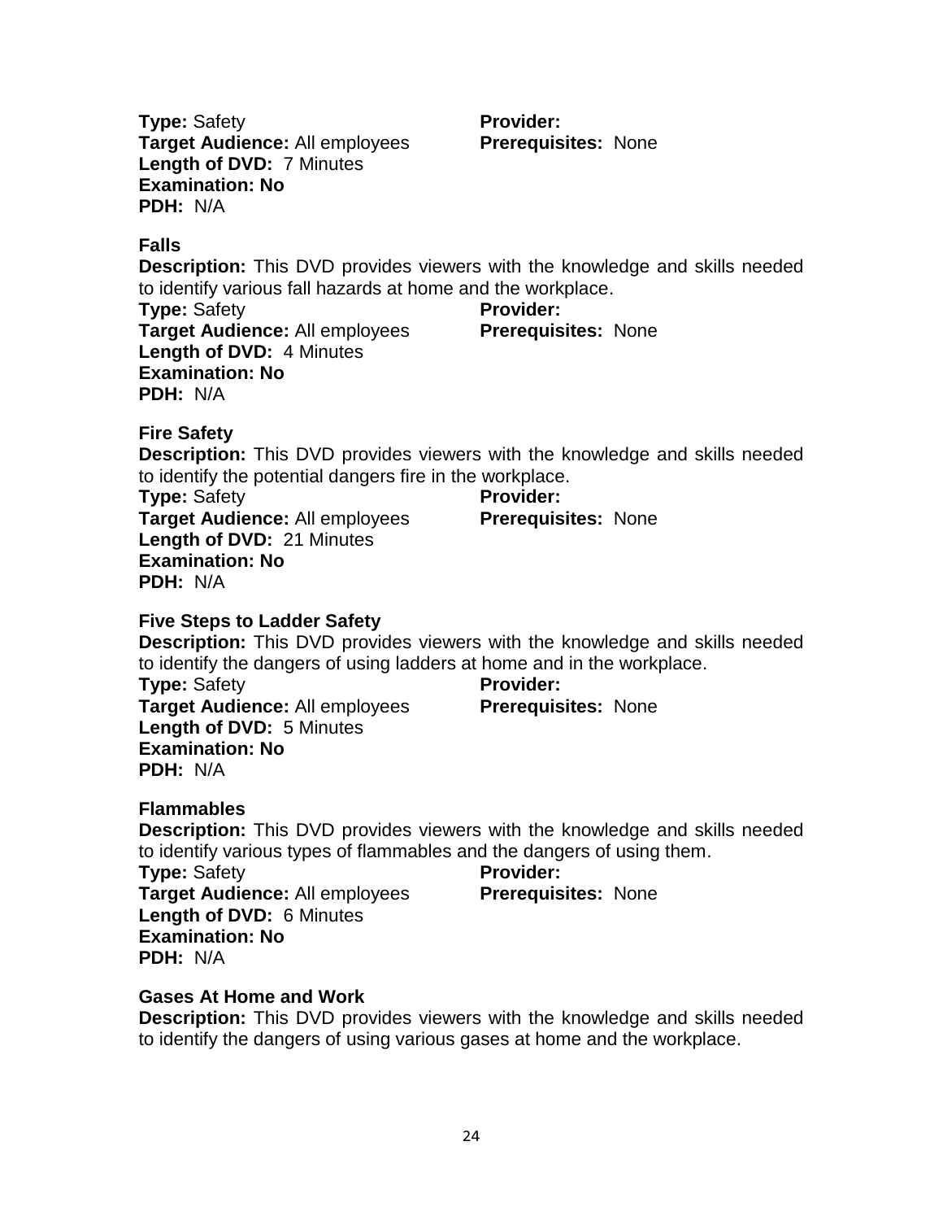**Type:** Safety
**Provider:**
**Target Audience:** All employees
**Prerequisites:** None
**Length of DVD:** 7 Minutes
**Examination: No**
**PDH:** N/A

### Falls

**Description:** This DVD provides viewers with the knowledge and skills needed to identify various fall hazards at home and the workplace.
**Type:** Safety
**Provider:**
**Target Audience:** All employees
**Prerequisites:** None
**Length of DVD:** 4 Minutes
**Examination: No**
**PDH:** N/A

### Fire Safety

**Description:** This DVD provides viewers with the knowledge and skills needed to identify the potential dangers fire in the workplace.
**Type:** Safety
**Provider:**
**Target Audience:** All employees
**Prerequisites:** None
**Length of DVD:** 21 Minutes
**Examination: No**
**PDH:** N/A

### Five Steps to Ladder Safety

**Description:** This DVD provides viewers with the knowledge and skills needed to identify the dangers of using ladders at home and in the workplace.
**Type:** Safety
**Provider:**
**Target Audience:** All employees
**Prerequisites:** None
**Length of DVD:** 5 Minutes
**Examination: No**
**PDH:** N/A

### Flammables

**Description:** This DVD provides viewers with the knowledge and skills needed to identify various types of flammables and the dangers of using them.
**Type:** Safety
**Provider:**
**Target Audience:** All employees
**Prerequisites:** None
**Length of DVD:** 6 Minutes
**Examination: No**
**PDH:** N/A

### Gases At Home and Work

**Description:** This DVD provides viewers with the knowledge and skills needed to identify the dangers of using various gases at home and the workplace.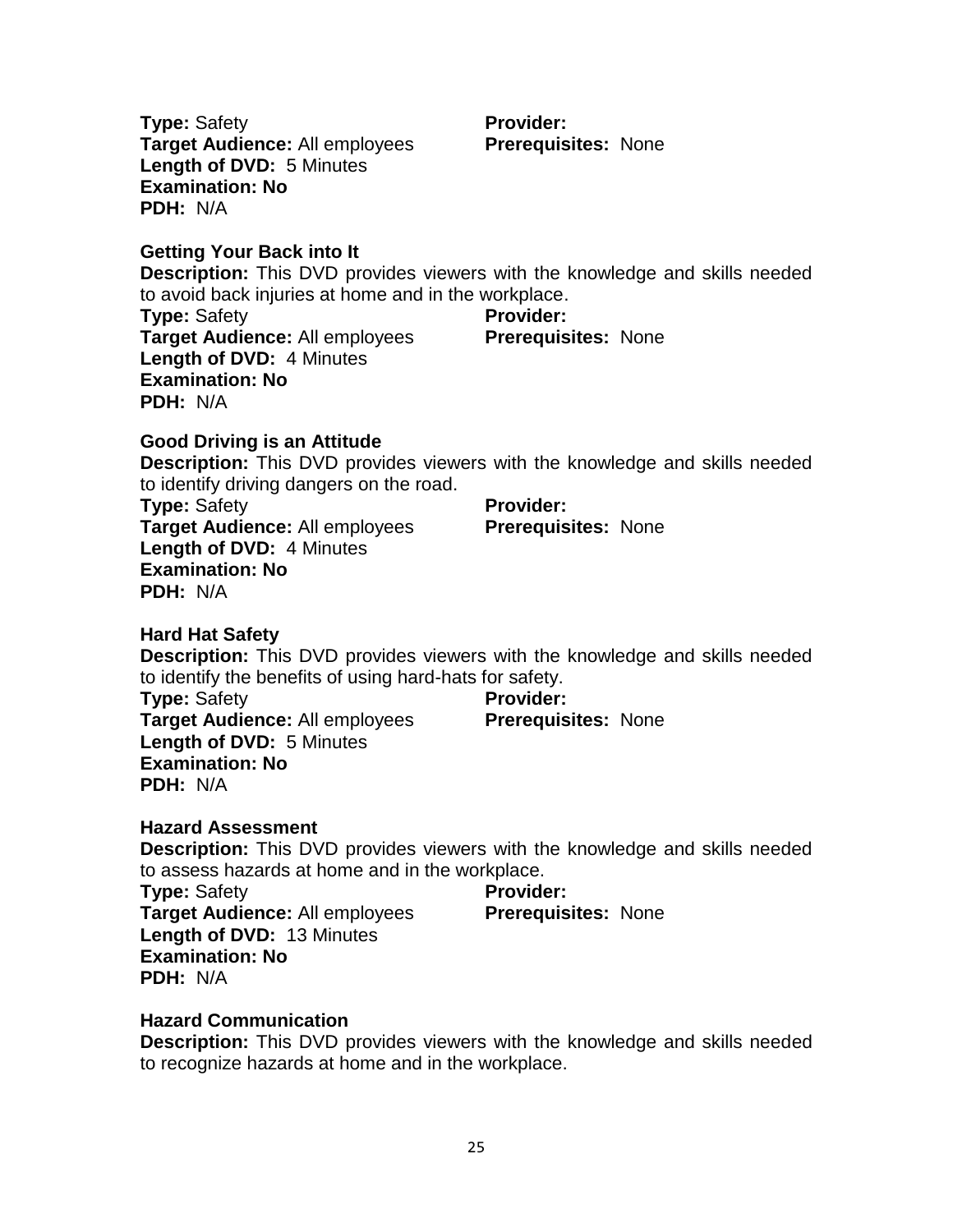**Type:** Safety
**Provider:**
**Target Audience:** All employees
**Prerequisites:** None
**Length of DVD:** 5 Minutes
**Examination: No**
**PDH:** N/A

**Getting Your Back into It**

**Description:** This DVD provides viewers with the knowledge and skills needed to avoid back injuries at home and in the workplace.

**Type:** Safety
**Provider:**
**Target Audience:** All employees
**Prerequisites:** None
**Length of DVD:** 4 Minutes
**Examination: No**
**PDH:** N/A

**Good Driving is an Attitude**

**Description:** This DVD provides viewers with the knowledge and skills needed to identify driving dangers on the road.

**Type:** Safety
**Provider:**
**Target Audience:** All employees
**Prerequisites:** None
**Length of DVD:** 4 Minutes
**Examination: No**
**PDH:** N/A

**Hard Hat Safety**

**Description:** This DVD provides viewers with the knowledge and skills needed to identify the benefits of using hard-hats for safety.

**Type:** Safety
**Provider:**
**Target Audience:** All employees
**Prerequisites:** None
**Length of DVD:** 5 Minutes
**Examination: No**
**PDH:** N/A

**Hazard Assessment**

**Description:** This DVD provides viewers with the knowledge and skills needed to assess hazards at home and in the workplace.

**Type:** Safety
**Provider:**
**Target Audience:** All employees
**Prerequisites:** None
**Length of DVD:** 13 Minutes
**Examination: No**
**PDH:** N/A

**Hazard Communication**

**Description:** This DVD provides viewers with the knowledge and skills needed to recognize hazards at home and in the workplace.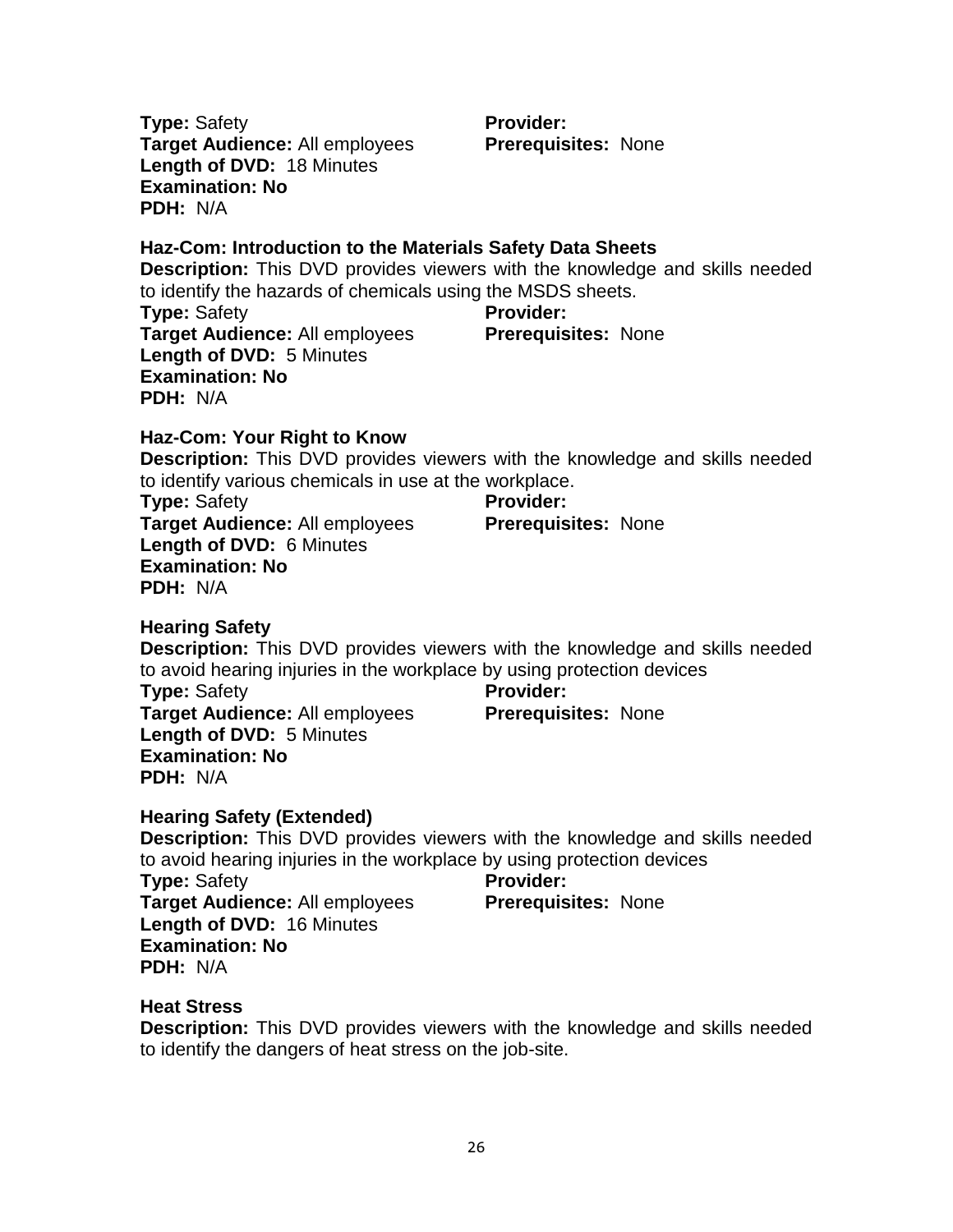**Type:** Safety
**Provider:**
**Target Audience:** All employees
**Prerequisites:** None
**Length of DVD:** 18 Minutes
**Examination: No**
**PDH:** N/A

**Haz-Com: Introduction to the Materials Safety Data Sheets**

**Description:** This DVD provides viewers with the knowledge and skills needed to identify the hazards of chemicals using the MSDS sheets.
**Type:** Safety
**Provider:**
**Target Audience:** All employees
**Prerequisites:** None
**Length of DVD:** 5 Minutes
**Examination: No**
**PDH:** N/A

**Haz-Com: Your Right to Know**

**Description:** This DVD provides viewers with the knowledge and skills needed to identify various chemicals in use at the workplace.
**Type:** Safety
**Provider:**
**Target Audience:** All employees
**Prerequisites:** None
**Length of DVD:** 6 Minutes
**Examination: No**
**PDH:** N/A

**Hearing Safety**

**Description:** This DVD provides viewers with the knowledge and skills needed to avoid hearing injuries in the workplace by using protection devices
**Type:** Safety
**Provider:**
**Target Audience:** All employees
**Prerequisites:** None
**Length of DVD:** 5 Minutes
**Examination: No**
**PDH:** N/A

**Hearing Safety (Extended)**

**Description:** This DVD provides viewers with the knowledge and skills needed to avoid hearing injuries in the workplace by using protection devices
**Type:** Safety
**Provider:**
**Target Audience:** All employees
**Prerequisites:** None
**Length of DVD:** 16 Minutes
**Examination: No**
**PDH:** N/A

**Heat Stress**

**Description:** This DVD provides viewers with the knowledge and skills needed to identify the dangers of heat stress on the job-site.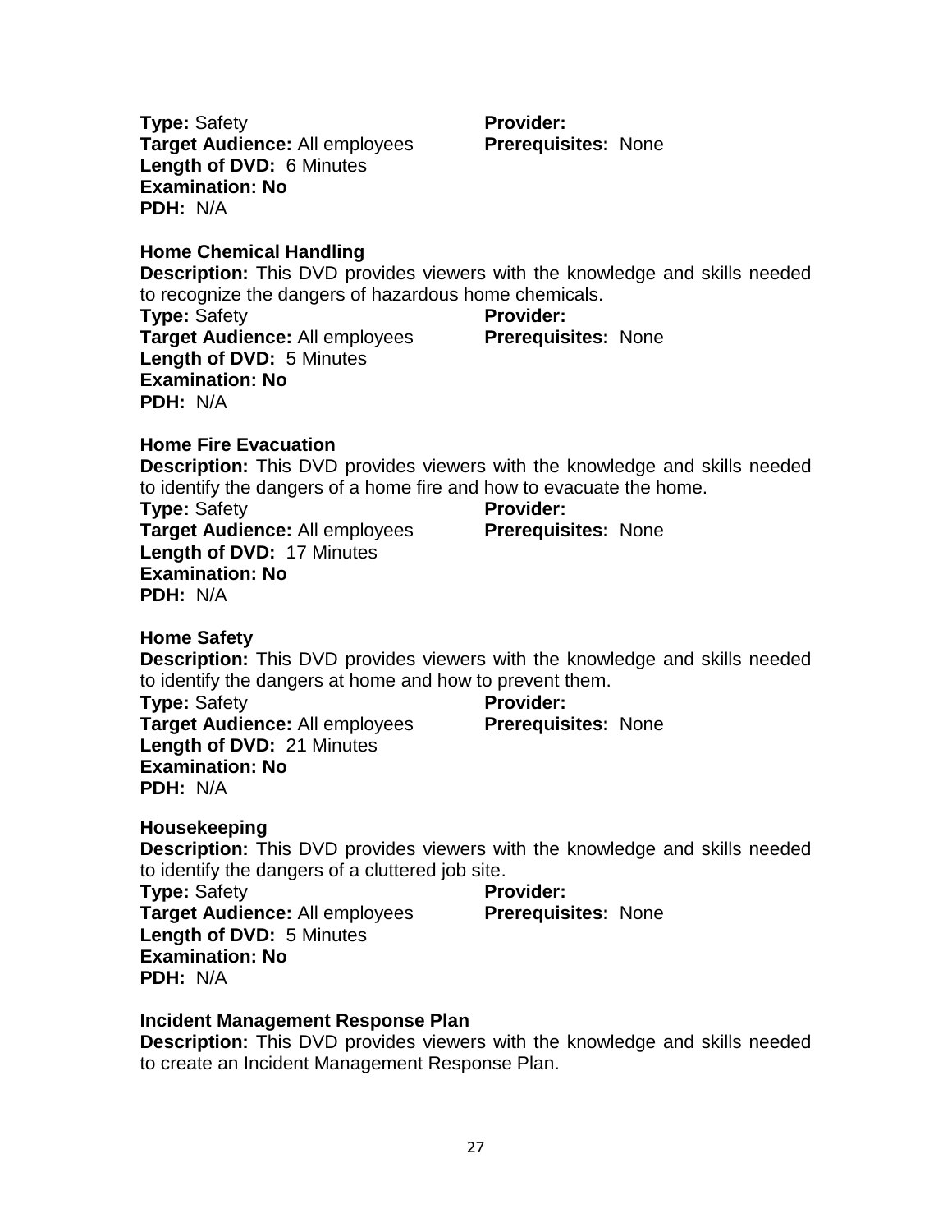**Type:** Safety
**Provider:**
**Target Audience:** All employees
**Prerequisites:** None
**Length of DVD:** 6 Minutes
**Examination: No**
**PDH:** N/A

**Home Chemical Handling**

**Description:** This DVD provides viewers with the knowledge and skills needed to recognize the dangers of hazardous home chemicals.

**Type:** Safety
**Provider:**
**Target Audience:** All employees
**Prerequisites:** None
**Length of DVD:** 5 Minutes
**Examination: No**
**PDH:** N/A

**Home Fire Evacuation**

**Description:** This DVD provides viewers with the knowledge and skills needed to identify the dangers of a home fire and how to evacuate the home.

**Type:** Safety
**Provider:**
**Target Audience:** All employees
**Prerequisites:** None
**Length of DVD:** 17 Minutes
**Examination: No**
**PDH:** N/A

**Home Safety**

**Description:** This DVD provides viewers with the knowledge and skills needed to identify the dangers at home and how to prevent them.

**Type:** Safety
**Provider:**
**Target Audience:** All employees
**Prerequisites:** None
**Length of DVD:** 21 Minutes
**Examination: No**
**PDH:** N/A

**Housekeeping**

**Description:** This DVD provides viewers with the knowledge and skills needed to identify the dangers of a cluttered job site.

**Type:** Safety
**Provider:**
**Target Audience:** All employees
**Prerequisites:** None
**Length of DVD:** 5 Minutes
**Examination: No**
**PDH:** N/A

**Incident Management Response Plan**

**Description:** This DVD provides viewers with the knowledge and skills needed to create an Incident Management Response Plan.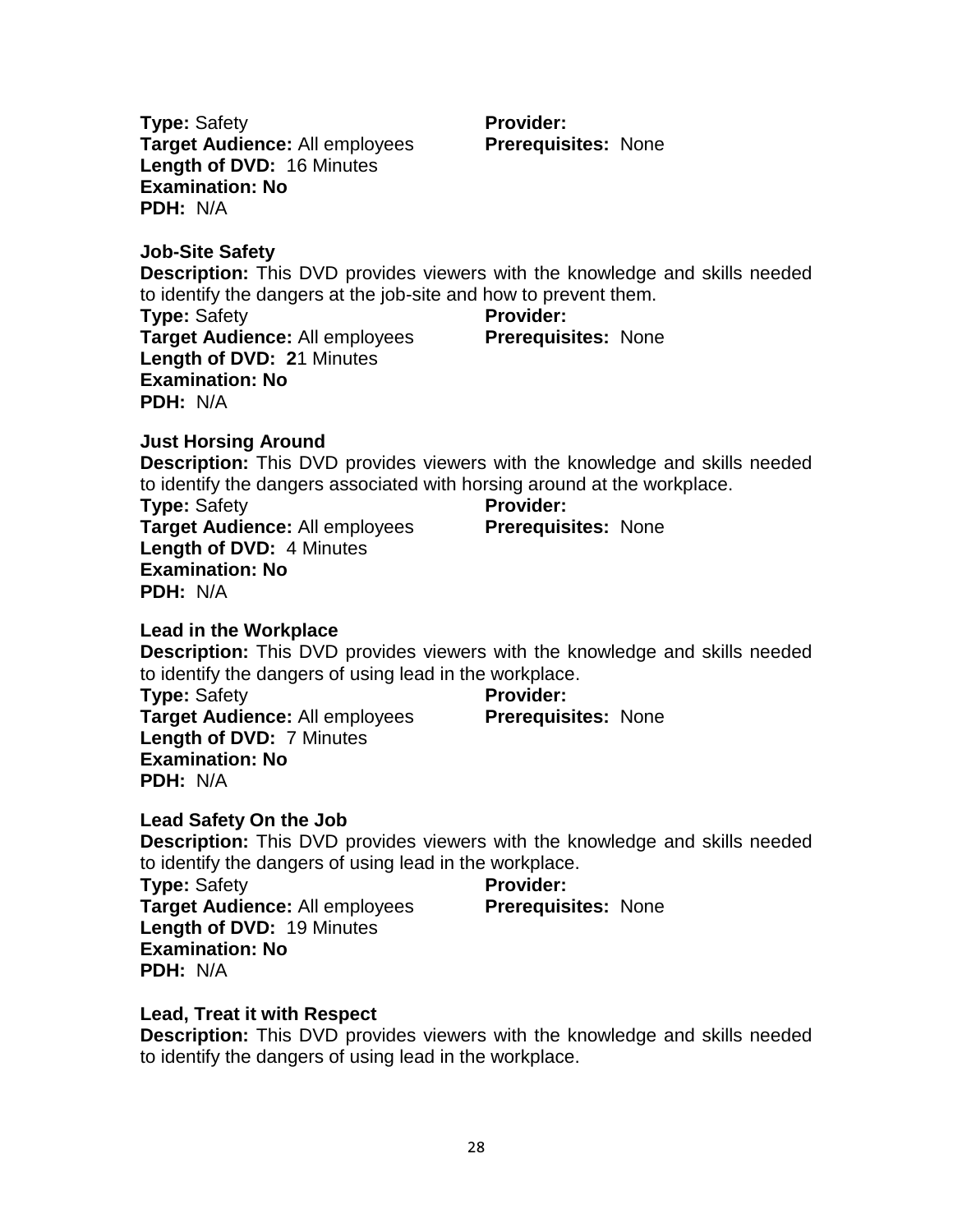**Type:** Safety
**Provider:**
**Target Audience:** All employees
**Prerequisites:** None
**Length of DVD:** 16 Minutes
**Examination: No**
**PDH:** N/A

**Job-Site Safety**

**Description:** This DVD provides viewers with the knowledge and skills needed to identify the dangers at the job-site and how to prevent them.

**Type:** Safety
**Provider:**
**Target Audience:** All employees
**Prerequisites:** None
**Length of DVD:** **2**1 Minutes
**Examination: No**
**PDH:** N/A

**Just Horsing Around**

**Description:** This DVD provides viewers with the knowledge and skills needed to identify the dangers associated with horsing around at the workplace.

**Type:** Safety
**Provider:**
**Target Audience:** All employees
**Prerequisites:** None
**Length of DVD:** 4 Minutes
**Examination: No**
**PDH:** N/A

**Lead in the Workplace**

**Description:** This DVD provides viewers with the knowledge and skills needed to identify the dangers of using lead in the workplace.

**Type:** Safety
**Provider:**
**Target Audience:** All employees
**Prerequisites:** None
**Length of DVD:** 7 Minutes
**Examination: No**
**PDH:** N/A

**Lead Safety On the Job**

**Description:** This DVD provides viewers with the knowledge and skills needed to identify the dangers of using lead in the workplace.

**Type:** Safety
**Provider:**
**Target Audience:** All employees
**Prerequisites:** None
**Length of DVD:** 19 Minutes
**Examination: No**
**PDH:** N/A

**Lead, Treat it with Respect**

**Description:** This DVD provides viewers with the knowledge and skills needed to identify the dangers of using lead in the workplace.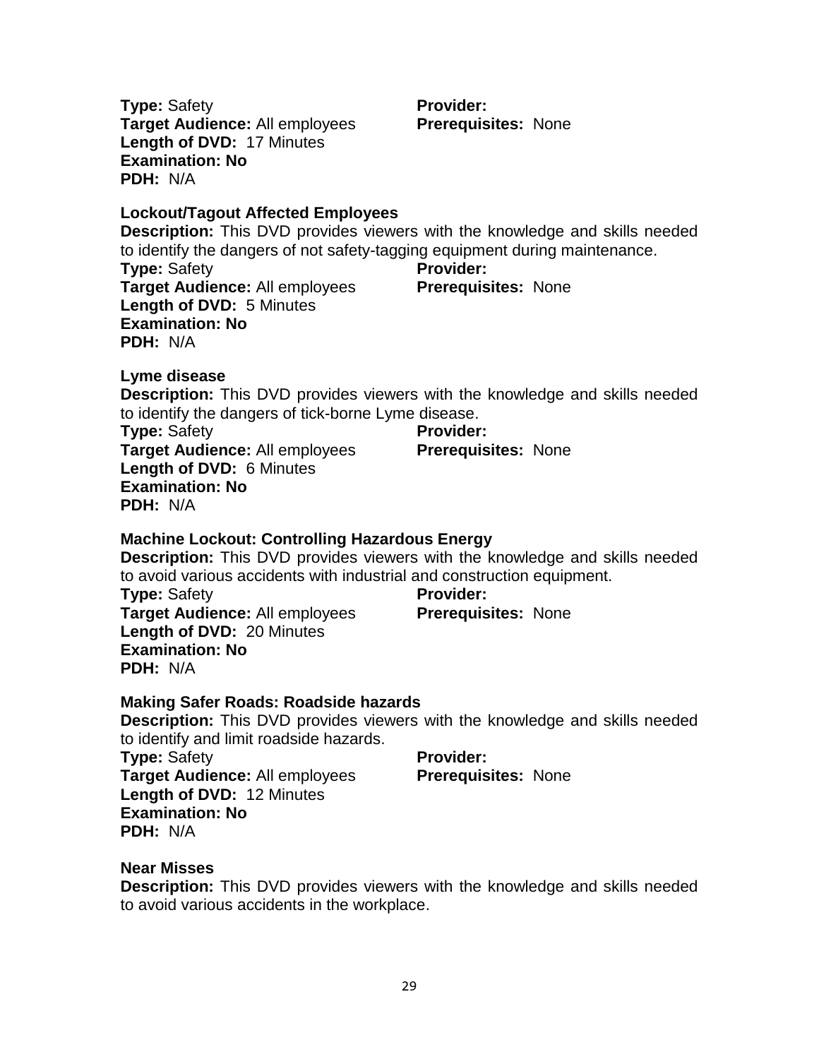**Type:** Safety
**Provider:**
**Target Audience:** All employees
**Prerequisites:** None
**Length of DVD:** 17 Minutes
**Examination: No**
**PDH:** N/A

**Lockout/Tagout Affected Employees**
**Description:** This DVD provides viewers with the knowledge and skills needed to identify the dangers of not safety-tagging equipment during maintenance.
**Type:** Safety
**Provider:**
**Target Audience:** All employees
**Prerequisites:** None
**Length of DVD:** 5 Minutes
**Examination: No**
**PDH:** N/A

**Lyme disease**
**Description:** This DVD provides viewers with the knowledge and skills needed to identify the dangers of tick-borne Lyme disease.
**Type:** Safety
**Provider:**
**Target Audience:** All employees
**Prerequisites:** None
**Length of DVD:** 6 Minutes
**Examination: No**
**PDH:** N/A

**Machine Lockout: Controlling Hazardous Energy**
**Description:** This DVD provides viewers with the knowledge and skills needed to avoid various accidents with industrial and construction equipment.
**Type:** Safety
**Provider:**
**Target Audience:** All employees
**Prerequisites:** None
**Length of DVD:** 20 Minutes
**Examination: No**
**PDH:** N/A

**Making Safer Roads: Roadside hazards**
**Description:** This DVD provides viewers with the knowledge and skills needed to identify and limit roadside hazards.
**Type:** Safety
**Provider:**
**Target Audience:** All employees
**Prerequisites:** None
**Length of DVD:** 12 Minutes
**Examination: No**
**PDH:** N/A

**Near Misses**
**Description:** This DVD provides viewers with the knowledge and skills needed to avoid various accidents in the workplace.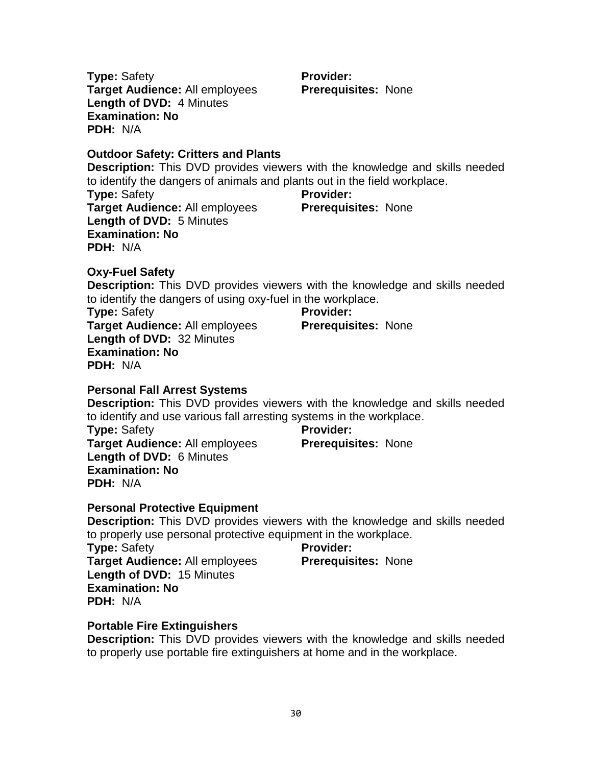**Type:** Safety
**Provider:**
**Target Audience:** All employees
**Prerequisites:** None
**Length of DVD:** 4 Minutes
**Examination: No**
**PDH:** N/A

**Outdoor Safety: Critters and Plants**

**Description:** This DVD provides viewers with the knowledge and skills needed to identify the dangers of animals and plants out in the field workplace.
**Type:** Safety
**Provider:**
**Target Audience:** All employees
**Prerequisites:** None
**Length of DVD:** 5 Minutes
**Examination: No**
**PDH:** N/A

**Oxy-Fuel Safety**

**Description:** This DVD provides viewers with the knowledge and skills needed to identify the dangers of using oxy-fuel in the workplace.
**Type:** Safety
**Provider:**
**Target Audience:** All employees
**Prerequisites:** None
**Length of DVD:** 32 Minutes
**Examination: No**
**PDH:** N/A

**Personal Fall Arrest Systems**

**Description:** This DVD provides viewers with the knowledge and skills needed to identify and use various fall arresting systems in the workplace.
**Type:** Safety
**Provider:**
**Target Audience:** All employees
**Prerequisites:** None
**Length of DVD:** 6 Minutes
**Examination: No**
**PDH:** N/A

**Personal Protective Equipment**

**Description:** This DVD provides viewers with the knowledge and skills needed to properly use personal protective equipment in the workplace.
**Type:** Safety
**Provider:**
**Target Audience:** All employees
**Prerequisites:** None
**Length of DVD:** 15 Minutes
**Examination: No**
**PDH:** N/A

**Portable Fire Extinguishers**

**Description:** This DVD provides viewers with the knowledge and skills needed to properly use portable fire extinguishers at home and in the workplace.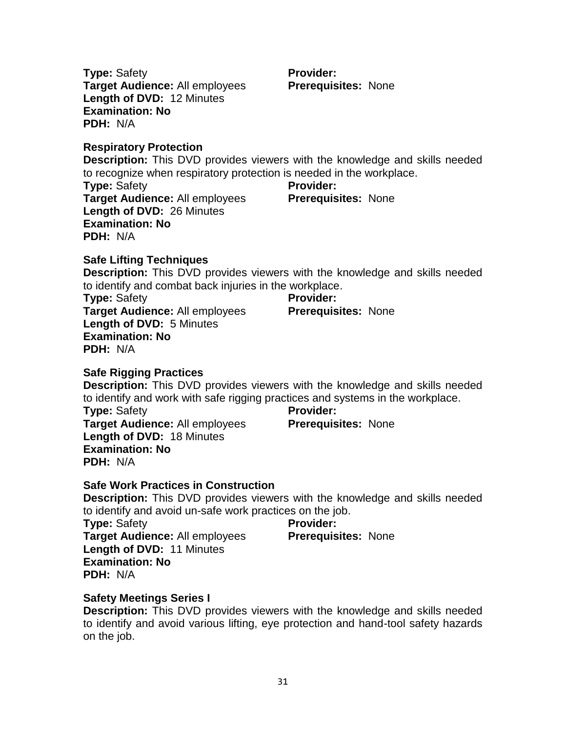**Type:** Safety
**Provider:**
**Target Audience:** All employees
**Prerequisites:** None
**Length of DVD:** 12 Minutes
**Examination: No**
**PDH:** N/A

**Respiratory Protection**
**Description:** This DVD provides viewers with the knowledge and skills needed to recognize when respiratory protection is needed in the workplace.
**Type:** Safety
**Provider:**
**Target Audience:** All employees
**Prerequisites:** None
**Length of DVD:** 26 Minutes
**Examination: No**
**PDH:** N/A

**Safe Lifting Techniques**
**Description:** This DVD provides viewers with the knowledge and skills needed to identify and combat back injuries in the workplace.
**Type:** Safety
**Provider:**
**Target Audience:** All employees
**Prerequisites:** None
**Length of DVD:** 5 Minutes
**Examination: No**
**PDH:** N/A

**Safe Rigging Practices**
**Description:** This DVD provides viewers with the knowledge and skills needed to identify and work with safe rigging practices and systems in the workplace.
**Type:** Safety
**Provider:**
**Target Audience:** All employees
**Prerequisites:** None
**Length of DVD:** 18 Minutes
**Examination: No**
**PDH:** N/A

**Safe Work Practices in Construction**
**Description:** This DVD provides viewers with the knowledge and skills needed to identify and avoid un-safe work practices on the job.
**Type:** Safety
**Provider:**
**Target Audience:** All employees
**Prerequisites:** None
**Length of DVD:** 11 Minutes
**Examination: No**
**PDH:** N/A

**Safety Meetings Series I**
**Description:** This DVD provides viewers with the knowledge and skills needed to identify and avoid various lifting, eye protection and hand-tool safety hazards on the job.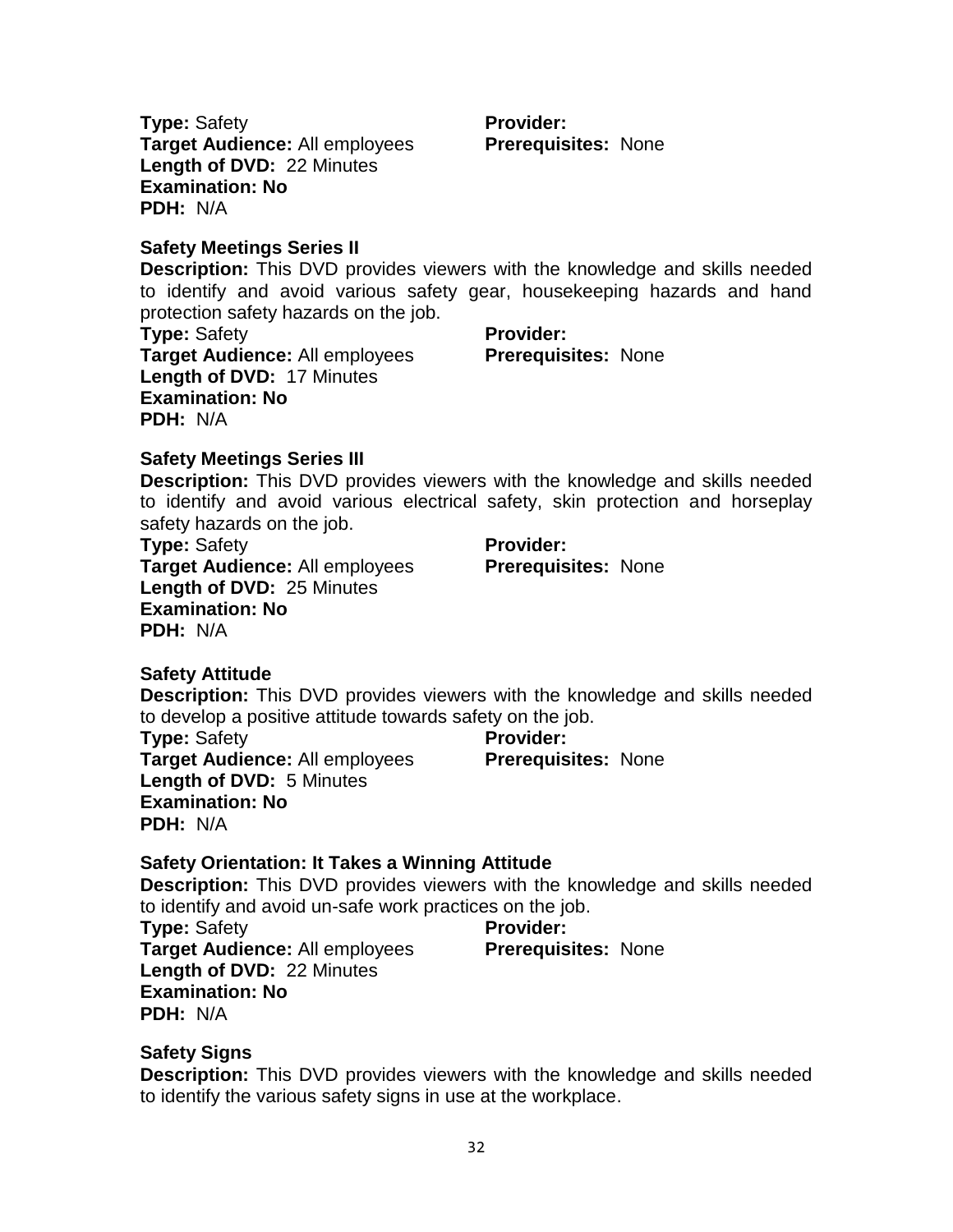**Type:** Safety

**Provider:**

**Target Audience:** All employees

**Prerequisites:** None

**Length of DVD:** 22 Minutes

**Examination: No**

**PDH:** N/A

**Safety Meetings Series II**

**Description:** This DVD provides viewers with the knowledge and skills needed to identify and avoid various safety gear, housekeeping hazards and hand protection safety hazards on the job.

**Type:** Safety

**Provider:**

**Target Audience:** All employees

**Prerequisites:** None

**Length of DVD:** 17 Minutes

**Examination: No**

**PDH:** N/A

**Safety Meetings Series III**

**Description:** This DVD provides viewers with the knowledge and skills needed to identify and avoid various electrical safety, skin protection and horseplay safety hazards on the job.

**Type:** Safety

**Provider:**

**Target Audience:** All employees

**Prerequisites:** None

**Length of DVD:** 25 Minutes

**Examination: No**

**PDH:** N/A

**Safety Attitude**

**Description:** This DVD provides viewers with the knowledge and skills needed to develop a positive attitude towards safety on the job.

**Type:** Safety

**Provider:**

**Target Audience:** All employees

**Prerequisites:** None

**Length of DVD:** 5 Minutes

**Examination: No**

**PDH:** N/A

**Safety Orientation: It Takes a Winning Attitude**

**Description:** This DVD provides viewers with the knowledge and skills needed to identify and avoid un-safe work practices on the job.

**Type:** Safety

**Provider:**

**Target Audience:** All employees

**Prerequisites:** None

**Length of DVD:** 22 Minutes

**Examination: No**

**PDH:** N/A

**Safety Signs**

**Description:** This DVD provides viewers with the knowledge and skills needed to identify the various safety signs in use at the workplace.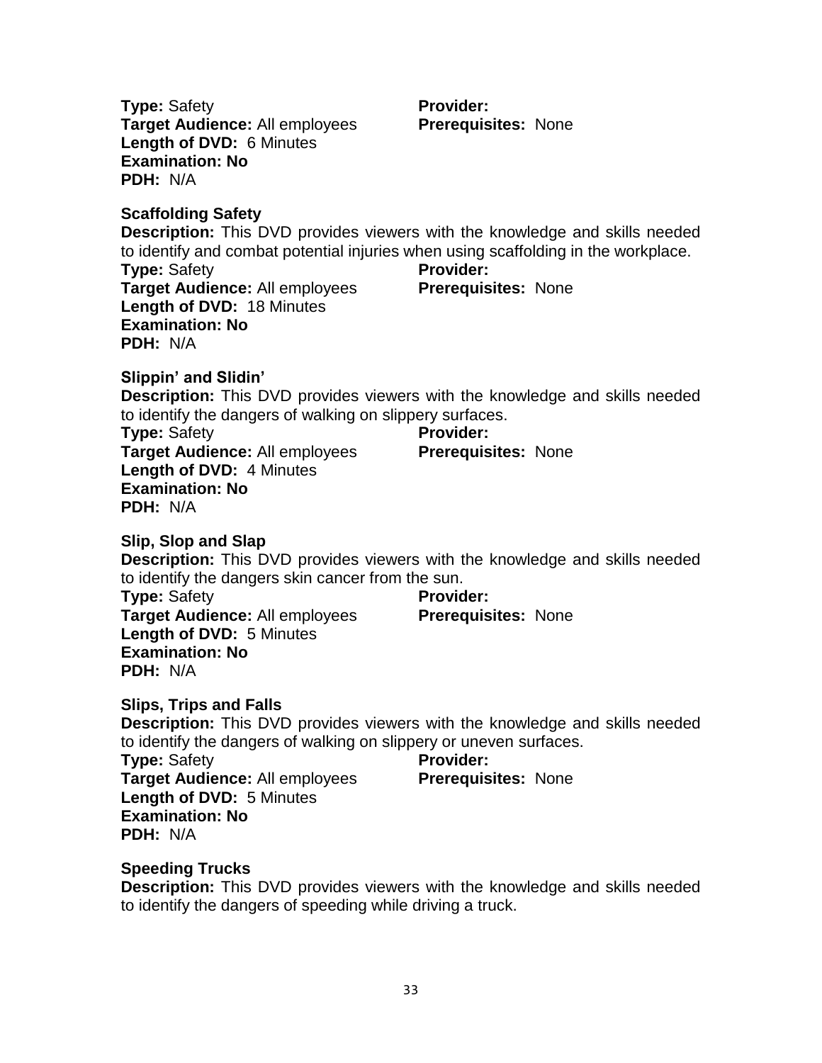**Type:** Safety
**Provider:**
**Target Audience:** All employees
**Prerequisites:** None
**Length of DVD:** 6 Minutes
**Examination: No**
**PDH:** N/A

**Scaffolding Safety**

**Description:** This DVD provides viewers with the knowledge and skills needed to identify and combat potential injuries when using scaffolding in the workplace.
**Type:** Safety
**Provider:**
**Target Audience:** All employees
**Prerequisites:** None
**Length of DVD:** 18 Minutes
**Examination: No**
**PDH:** N/A

**Slippin' and Slidin'**

**Description:** This DVD provides viewers with the knowledge and skills needed to identify the dangers of walking on slippery surfaces.
**Type:** Safety
**Provider:**
**Target Audience:** All employees
**Prerequisites:** None
**Length of DVD:** 4 Minutes
**Examination: No**
**PDH:** N/A

**Slip, Slop and Slap**

**Description:** This DVD provides viewers with the knowledge and skills needed to identify the dangers skin cancer from the sun.
**Type:** Safety
**Provider:**
**Target Audience:** All employees
**Prerequisites:** None
**Length of DVD:** 5 Minutes
**Examination: No**
**PDH:** N/A

**Slips, Trips and Falls**

**Description:** This DVD provides viewers with the knowledge and skills needed to identify the dangers of walking on slippery or uneven surfaces.
**Type:** Safety
**Provider:**
**Target Audience:** All employees
**Prerequisites:** None
**Length of DVD:** 5 Minutes
**Examination: No**
**PDH:** N/A

**Speeding Trucks**

**Description:** This DVD provides viewers with the knowledge and skills needed to identify the dangers of speeding while driving a truck.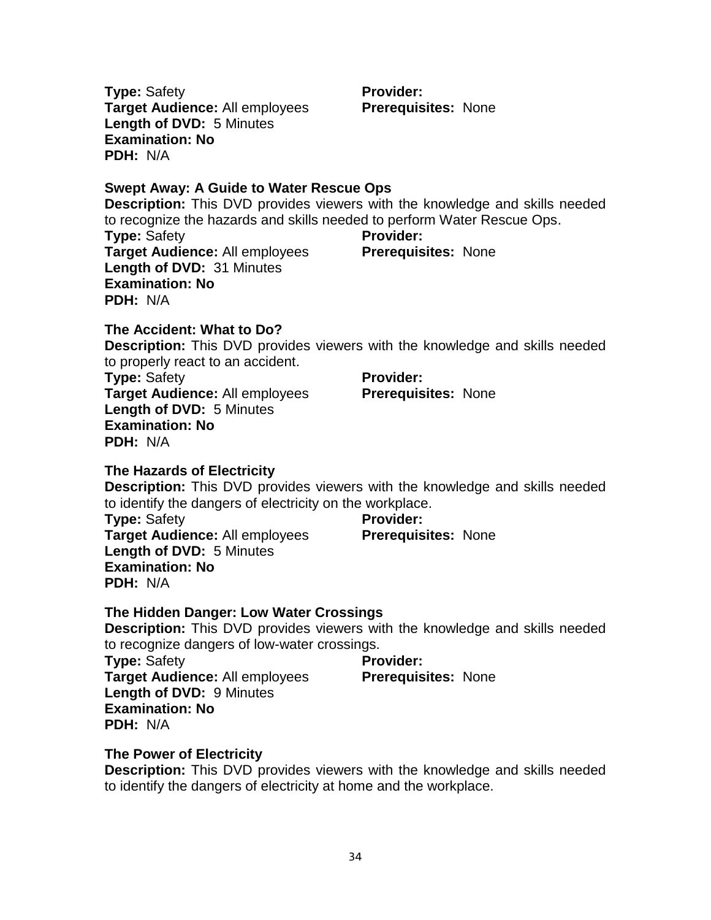**Type:** Safety
**Target Audience:** All employees
**Length of DVD:** 5 Minutes
**Examination: No**
**PDH:** N/A
**Provider:**
**Prerequisites:** None

**Swept Away: A Guide to Water Rescue Ops**

**Description:** This DVD provides viewers with the knowledge and skills needed to recognize the hazards and skills needed to perform Water Rescue Ops.

**Type:** Safety
**Target Audience:** All employees
**Length of DVD:** 31 Minutes
**Examination: No**
**PDH:** N/A
**Provider:**
**Prerequisites:** None

**The Accident: What to Do?**

**Description:** This DVD provides viewers with the knowledge and skills needed to properly react to an accident.

**Type:** Safety
**Target Audience:** All employees
**Length of DVD:** 5 Minutes
**Examination: No**
**PDH:** N/A
**Provider:**
**Prerequisites:** None

**The Hazards of Electricity**

**Description:** This DVD provides viewers with the knowledge and skills needed to identify the dangers of electricity on the workplace.

**Type:** Safety
**Target Audience:** All employees
**Length of DVD:** 5 Minutes
**Examination: No**
**PDH:** N/A
**Provider:**
**Prerequisites:** None

**The Hidden Danger: Low Water Crossings**

**Description:** This DVD provides viewers with the knowledge and skills needed to recognize dangers of low-water crossings.

**Type:** Safety
**Target Audience:** All employees
**Length of DVD:** 9 Minutes
**Examination: No**
**PDH:** N/A
**Provider:**
**Prerequisites:** None

**The Power of Electricity**

**Description:** This DVD provides viewers with the knowledge and skills needed to identify the dangers of electricity at home and the workplace.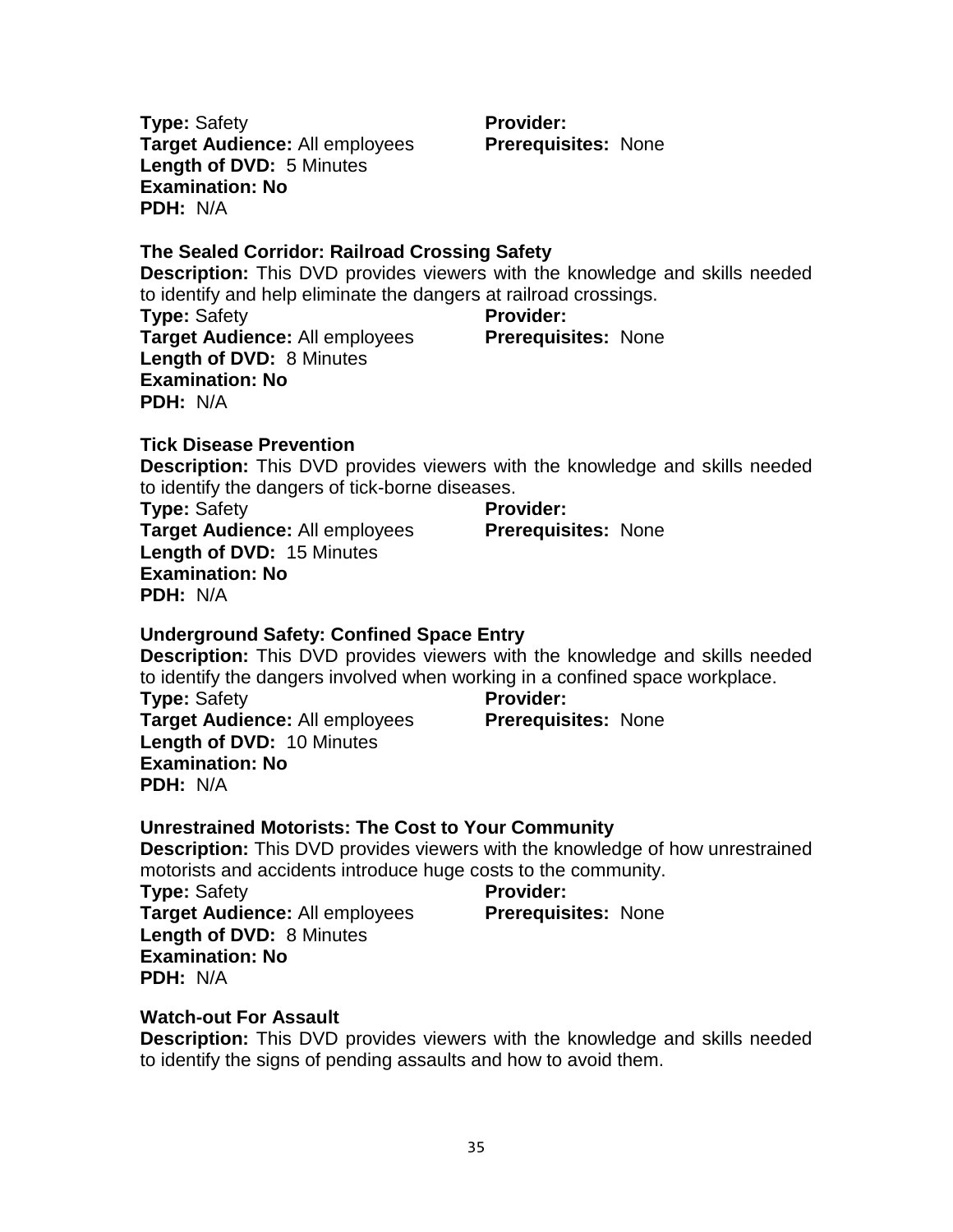**Type:** Safety
**Provider:**
**Target Audience:** All employees
**Prerequisites:** None
**Length of DVD:** 5 Minutes
**Examination: No**
**PDH:** N/A

**The Sealed Corridor: Railroad Crossing Safety**

**Description:** This DVD provides viewers with the knowledge and skills needed to identify and help eliminate the dangers at railroad crossings.
**Type:** Safety
**Provider:**
**Target Audience:** All employees
**Prerequisites:** None
**Length of DVD:** 8 Minutes
**Examination: No**
**PDH:** N/A

**Tick Disease Prevention**

**Description:** This DVD provides viewers with the knowledge and skills needed to identify the dangers of tick-borne diseases.
**Type:** Safety
**Provider:**
**Target Audience:** All employees
**Prerequisites:** None
**Length of DVD:** 15 Minutes
**Examination: No**
**PDH:** N/A

**Underground Safety: Confined Space Entry**

**Description:** This DVD provides viewers with the knowledge and skills needed to identify the dangers involved when working in a confined space workplace.
**Type:** Safety
**Provider:**
**Target Audience:** All employees
**Prerequisites:** None
**Length of DVD:** 10 Minutes
**Examination: No**
**PDH:** N/A

**Unrestrained Motorists: The Cost to Your Community**

**Description:** This DVD provides viewers with the knowledge of how unrestrained motorists and accidents introduce huge costs to the community.
**Type:** Safety
**Provider:**
**Target Audience:** All employees
**Prerequisites:** None
**Length of DVD:** 8 Minutes
**Examination: No**
**PDH:** N/A

**Watch-out For Assault**

**Description:** This DVD provides viewers with the knowledge and skills needed to identify the signs of pending assaults and how to avoid them.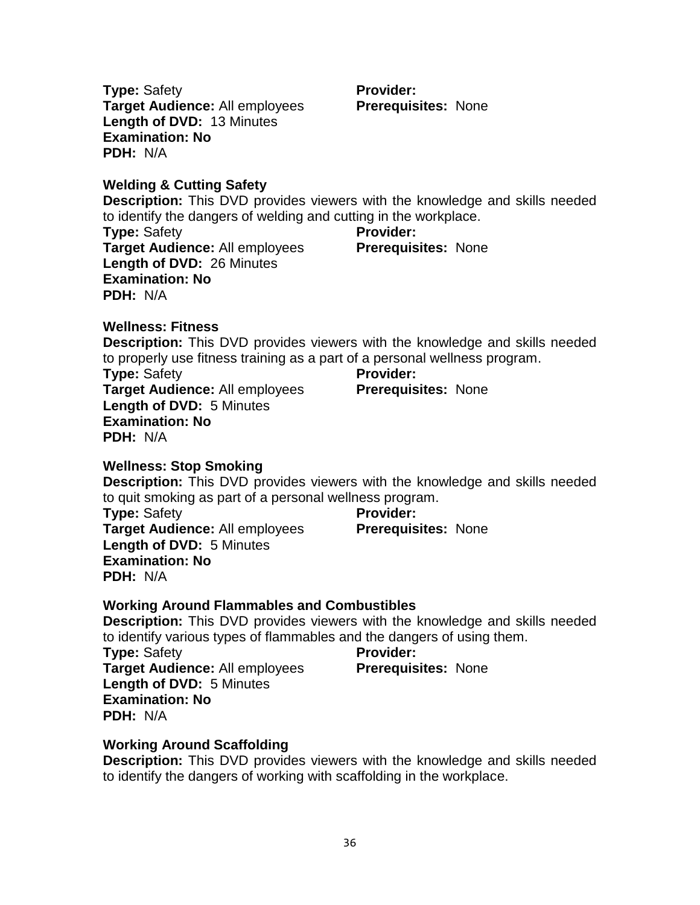**Type:** Safety
**Provider:**
**Target Audience:** All employees
**Prerequisites:** None
**Length of DVD:** 13 Minutes
**Examination: No**
**PDH:** N/A

**Welding & Cutting Safety**
**Description:** This DVD provides viewers with the knowledge and skills needed to identify the dangers of welding and cutting in the workplace.
**Type:** Safety
**Provider:**
**Target Audience:** All employees
**Prerequisites:** None
**Length of DVD:** 26 Minutes
**Examination: No**
**PDH:** N/A

**Wellness: Fitness**
**Description:** This DVD provides viewers with the knowledge and skills needed to properly use fitness training as a part of a personal wellness program.
**Type:** Safety
**Provider:**
**Target Audience:** All employees
**Prerequisites:** None
**Length of DVD:** 5 Minutes
**Examination: No**
**PDH:** N/A

**Wellness: Stop Smoking**
**Description:** This DVD provides viewers with the knowledge and skills needed to quit smoking as part of a personal wellness program.
**Type:** Safety
**Provider:**
**Target Audience:** All employees
**Prerequisites:** None
**Length of DVD:** 5 Minutes
**Examination: No**
**PDH:** N/A

**Working Around Flammables and Combustibles**
**Description:** This DVD provides viewers with the knowledge and skills needed to identify various types of flammables and the dangers of using them.
**Type:** Safety
**Provider:**
**Target Audience:** All employees
**Prerequisites:** None
**Length of DVD:** 5 Minutes
**Examination: No**
**PDH:** N/A

**Working Around Scaffolding**
**Description:** This DVD provides viewers with the knowledge and skills needed to identify the dangers of working with scaffolding in the workplace.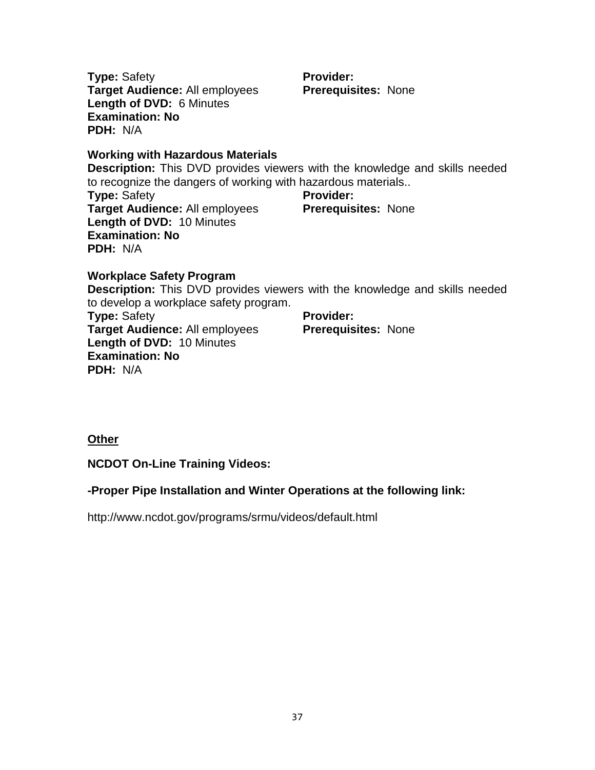**Type:** Safety
**Provider:**
**Target Audience:** All employees
**Prerequisites:** None
**Length of DVD:** 6 Minutes
**Examination: No**
**PDH:** N/A

**Working with Hazardous Materials**

**Description:** This DVD provides viewers with the knowledge and skills needed to recognize the dangers of working with hazardous materials..

**Type:** Safety
**Provider:**
**Target Audience:** All employees
**Prerequisites:** None
**Length of DVD:** 10 Minutes
**Examination: No**
**PDH:** N/A

**Workplace Safety Program**

**Description:** This DVD provides viewers with the knowledge and skills needed to develop a workplace safety program.

**Type:** Safety
**Provider:**
**Target Audience:** All employees
**Prerequisites:** None
**Length of DVD:** 10 Minutes
**Examination: No**
**PDH:** N/A

## Other

**NCDOT On-Line Training Videos:**

**-Proper Pipe Installation and Winter Operations at the following link:**

http://www.ncdot.gov/programs/srmu/videos/default.html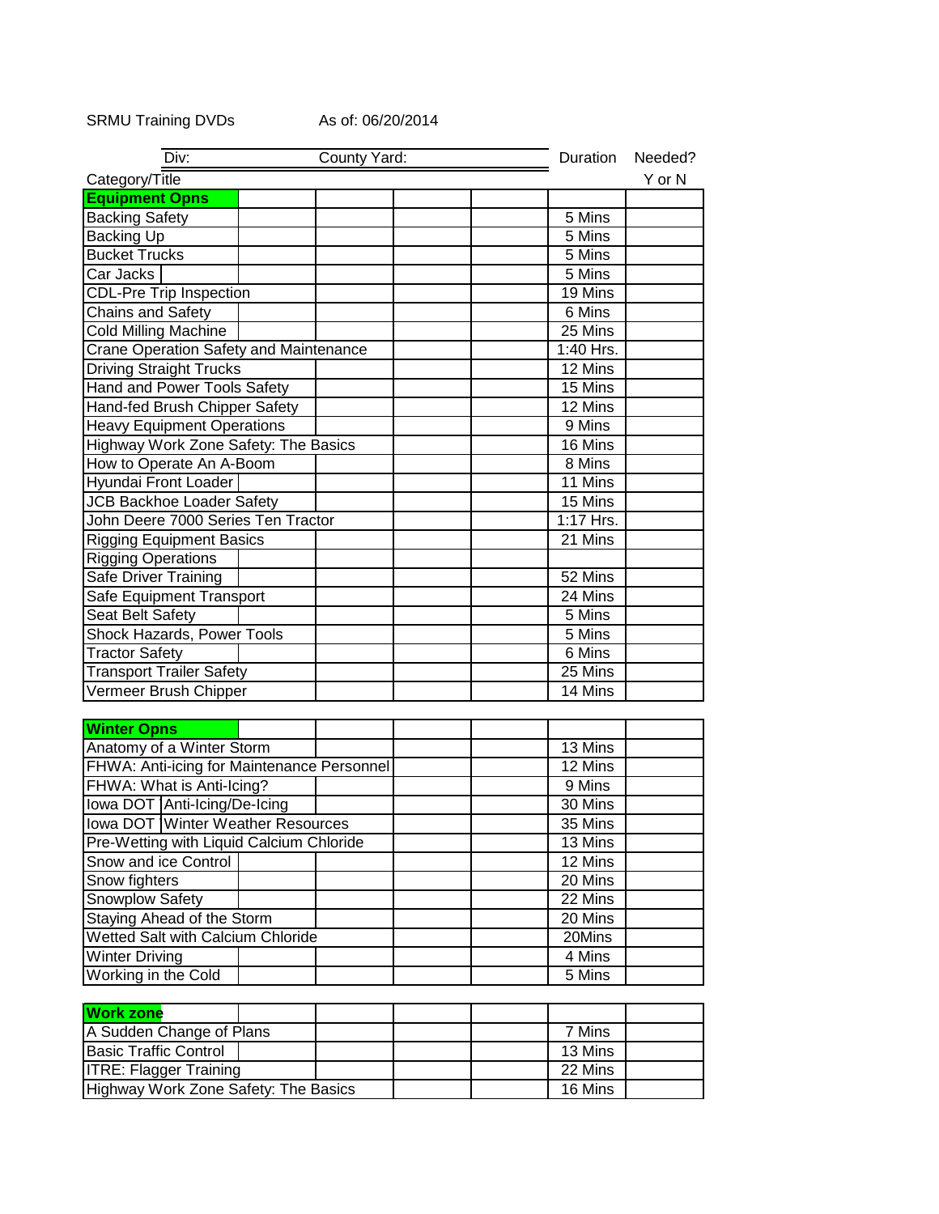SRMU Training DVDs As of: 06/20/2014

| Div: | County Yard: | Duration | Needed? |
|---|---|---|---|
| Category/Title | | | Y or N |
| **Equipment Opns** | | | |
| Backing Safety | | 5 Mins | |
| Backing Up | | 5 Mins | |
| Bucket Trucks | | 5 Mins | |
| Car Jacks | | 5 Mins | |
| CDL-Pre Trip Inspection | | 19 Mins | |
| Chains and Safety | | 6 Mins | |
| Cold Milling Machine | | 25 Mins | |
| Crane Operation Safety and Maintenance | | 1:40 Hrs. | |
| Driving Straight Trucks | | 12 Mins | |
| Hand and Power Tools Safety | | 15 Mins | |
| Hand-fed Brush Chipper Safety | | 12 Mins | |
| Heavy Equipment Operations | | 9 Mins | |
| Highway Work Zone Safety: The Basics | | 16 Mins | |
| How to Operate An A-Boom | | 8 Mins | |
| Hyundai Front Loader | | 11 Mins | |
| JCB Backhoe Loader Safety | | 15 Mins | |
| John Deere 7000 Series Ten Tractor | | 1:17 Hrs. | |
| Rigging Equipment Basics | | 21 Mins | |
| Rigging Operations | | | |
| Safe Driver Training | | 52 Mins | |
| Safe Equipment Transport | | 24 Mins | |
| Seat Belt Safety | | 5 Mins | |
| Shock Hazards, Power Tools | | 5 Mins | |
| Tractor Safety | | 6 Mins | |
| Transport Trailer Safety | | 25 Mins | |
| Vermeer Brush Chipper | | 14 Mins | |
| **Winter Opns** | | | |
| Anatomy of a Winter Storm | | 13 Mins | |
| FHWA: Anti-icing for Maintenance Personnel | | 12 Mins | |
| FHWA: What is Anti-Icing? | | 9 Mins | |
| Iowa DOT Anti-Icing/De-Icing | | 30 Mins | |
| Iowa DOT Winter Weather Resources | | 35 Mins | |
| Pre-Wetting with Liquid Calcium Chloride | | 13 Mins | |
| Snow and ice Control | | 12 Mins | |
| Snow fighters | | 20 Mins | |
| Snowplow Safety | | 22 Mins | |
| Staying Ahead of the Storm | | 20 Mins | |
| Wetted Salt with Calcium Chloride | | 20Mins | |
| Winter Driving | | 4 Mins | |
| Working in the Cold | | 5 Mins | |
| **Work zone** | | | |
| A Sudden Change of Plans | | 7 Mins | |
| Basic Traffic Control | | 13 Mins | |
| ITRE: Flagger Training | | 22 Mins | |
| Highway Work Zone Safety: The Basics | | 16 Mins | |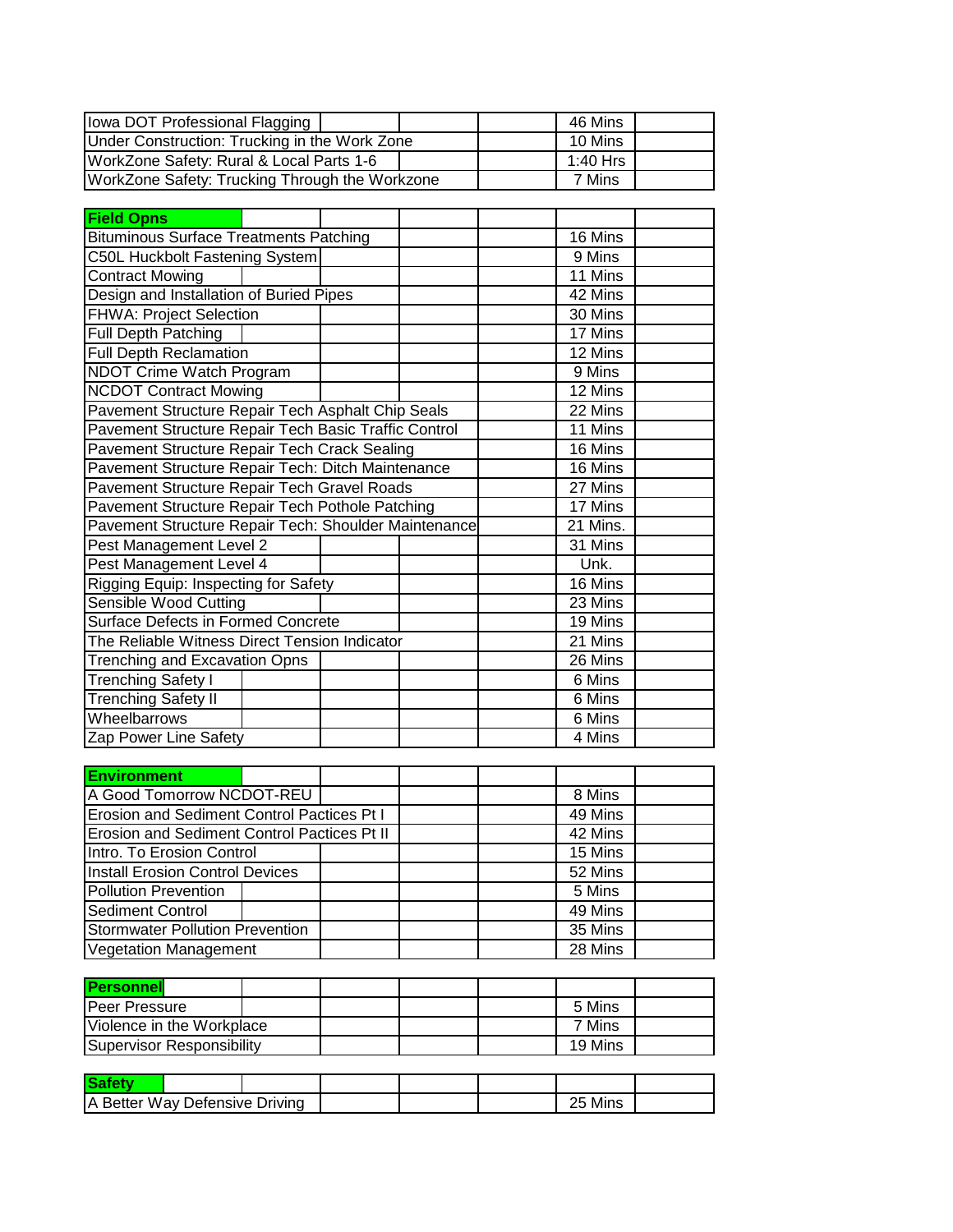| Iowa DOT Professional Flagging | | | | | 46 Mins | |
|---|---|---|---|---|---|---|
| Under Construction: Trucking in the Work Zone | | | | | 10 Mins | |
| WorkZone Safety: Rural & Local Parts 1-6 | | | | | 1:40 Hrs | |
| WorkZone Safety: Trucking Through the Workzone | | | | | 7 Mins | |

| **Field Opns** | | | | | | |
|---|---|---|---|---|---|---|
| Bituminous Surface Treatments Patching | | | | | 16 Mins | |
| C50L Huckbolt Fastening System | | | | | 9 Mins | |
| Contract Mowing | | | | | 11 Mins | |
| Design and Installation of Buried Pipes | | | | | 42 Mins | |
| FHWA: Project Selection | | | | | 30 Mins | |
| Full Depth Patching | | | | | 17 Mins | |
| Full Depth Reclamation | | | | | 12 Mins | |
| NDOT Crime Watch Program | | | | | 9 Mins | |
| NCDOT Contract Mowing | | | | | 12 Mins | |
| Pavement Structure Repair Tech Asphalt Chip Seals | | | | | 22 Mins | |
| Pavement Structure Repair Tech Basic Traffic Control | | | | | 11 Mins | |
| Pavement Structure Repair Tech Crack Sealing | | | | | 16 Mins | |
| Pavement Structure Repair Tech: Ditch Maintenance | | | | | 16 Mins | |
| Pavement Structure Repair Tech Gravel Roads | | | | | 27 Mins | |
| Pavement Structure Repair Tech Pothole Patching | | | | | 17 Mins | |
| Pavement Structure Repair Tech: Shoulder Maintenance | | | | | 21 Mins. | |
| Pest Management Level 2 | | | | | 31 Mins | |
| Pest Management Level 4 | | | | | Unk. | |
| Rigging Equip: Inspecting for Safety | | | | | 16 Mins | |
| Sensible Wood Cutting | | | | | 23 Mins | |
| Surface Defects in Formed Concrete | | | | | 19 Mins | |
| The Reliable Witness Direct Tension Indicator | | | | | 21 Mins | |
| Trenching and Excavation Opns | | | | | 26 Mins | |
| Trenching Safety I | | | | | 6 Mins | |
| Trenching Safety II | | | | | 6 Mins | |
| Wheelbarrows | | | | | 6 Mins | |
| Zap Power Line Safety | | | | | 4 Mins | |

| **Environment** | | | | | | |
|---|---|---|---|---|---|---|
| A Good Tomorrow NCDOT-REU | | | | | 8 Mins | |
| Erosion and Sediment Control Pactices Pt I | | | | | 49 Mins | |
| Erosion and Sediment Control Pactices Pt II | | | | | 42 Mins | |
| Intro. To Erosion Control | | | | | 15 Mins | |
| Install Erosion Control Devices | | | | | 52 Mins | |
| Pollution Prevention | | | | | 5 Mins | |
| Sediment Control | | | | | 49 Mins | |
| Stormwater Pollution Prevention | | | | | 35 Mins | |
| Vegetation Management | | | | | 28 Mins | |

| **Personnel** | | | | | | |
|---|---|---|---|---|---|---|
| Peer Pressure | | | | | 5 Mins | |
| Violence in the Workplace | | | | | 7 Mins | |
| Supervisor Responsibility | | | | | 19 Mins | |

| **Safety** | | | | | | |
|---|---|---|---|---|---|---|
| A Better Way Defensive Driving | | | | | 25 Mins | |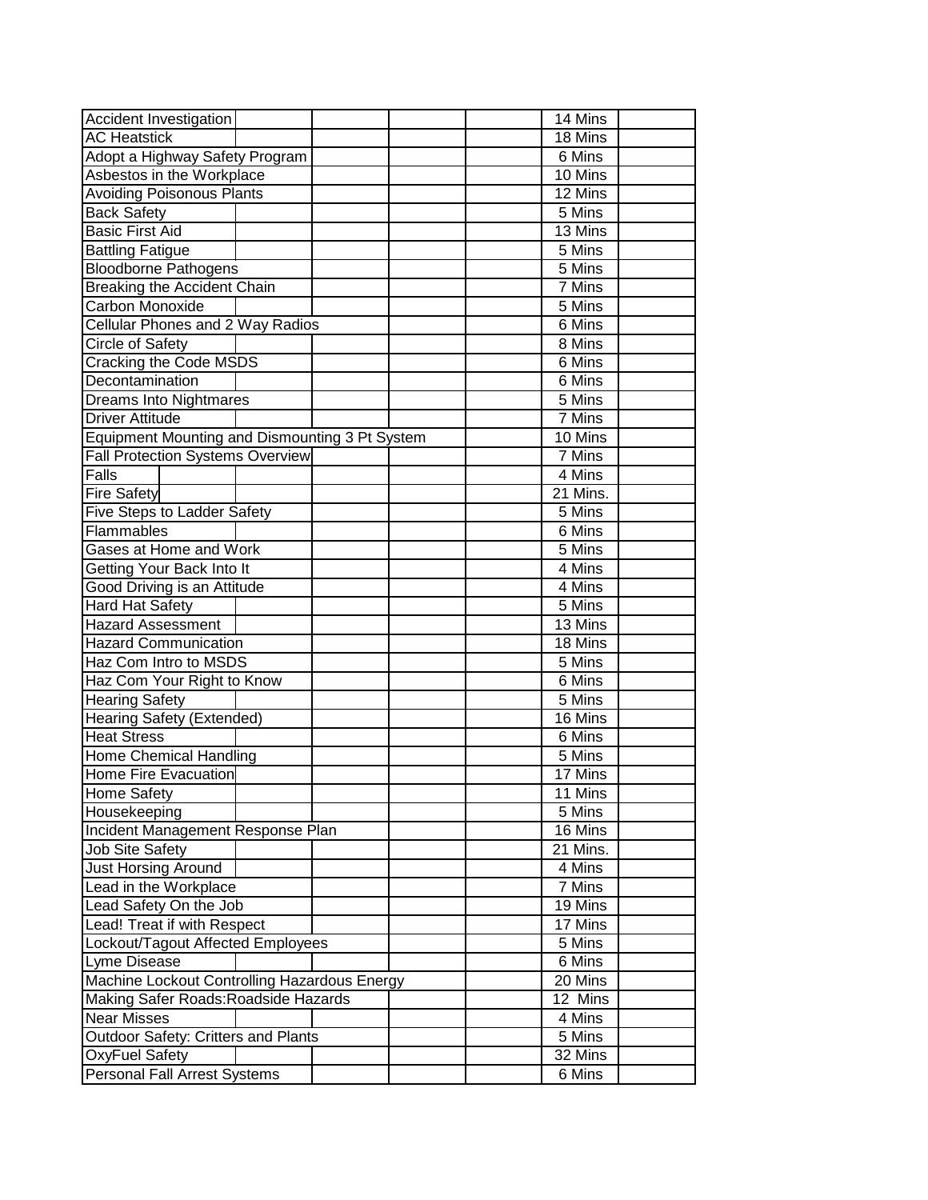| | | | | | | |
|---|---|---|---|---|---|---|
| Accident Investigation | | | | | 14 Mins | |
| AC Heatstick | | | | | 18 Mins | |
| Adopt a Highway Safety Program | | | | | 6 Mins | |
| Asbestos in the Workplace | | | | | 10 Mins | |
| Avoiding Poisonous Plants | | | | | 12 Mins | |
| Back Safety | | | | | 5 Mins | |
| Basic First Aid | | | | | 13 Mins | |
| Battling Fatigue | | | | | 5 Mins | |
| Bloodborne Pathogens | | | | | 5 Mins | |
| Breaking the Accident Chain | | | | | 7 Mins | |
| Carbon Monoxide | | | | | 5 Mins | |
| Cellular Phones and 2 Way Radios | | | | | 6 Mins | |
| Circle of Safety | | | | | 8 Mins | |
| Cracking the Code MSDS | | | | | 6 Mins | |
| Decontamination | | | | | 6 Mins | |
| Dreams Into Nightmares | | | | | 5 Mins | |
| Driver Attitude | | | | | 7 Mins | |
| Equipment Mounting and Dismounting 3 Pt System | | | | | 10 Mins | |
| Fall Protection Systems Overview | | | | | 7 Mins | |
| Falls | | | | | 4 Mins | |
| Fire Safety | | | | | 21 Mins. | |
| Five Steps to Ladder Safety | | | | | 5 Mins | |
| Flammables | | | | | 6 Mins | |
| Gases at Home and Work | | | | | 5 Mins | |
| Getting Your Back Into It | | | | | 4 Mins | |
| Good Driving is an Attitude | | | | | 4 Mins | |
| Hard Hat Safety | | | | | 5 Mins | |
| Hazard Assessment | | | | | 13 Mins | |
| Hazard Communication | | | | | 18 Mins | |
| Haz Com Intro to MSDS | | | | | 5 Mins | |
| Haz Com Your Right to Know | | | | | 6 Mins | |
| Hearing Safety | | | | | 5 Mins | |
| Hearing Safety (Extended) | | | | | 16 Mins | |
| Heat Stress | | | | | 6 Mins | |
| Home Chemical Handling | | | | | 5 Mins | |
| Home Fire Evacuation | | | | | 17 Mins | |
| Home Safety | | | | | 11 Mins | |
| Housekeeping | | | | | 5 Mins | |
| Incident Management Response Plan | | | | | 16 Mins | |
| Job Site Safety | | | | | 21 Mins. | |
| Just Horsing Around | | | | | 4 Mins | |
| Lead in the Workplace | | | | | 7 Mins | |
| Lead Safety On the Job | | | | | 19 Mins | |
| Lead! Treat if with Respect | | | | | 17 Mins | |
| Lockout/Tagout Affected Employees | | | | | 5 Mins | |
| Lyme Disease | | | | | 6 Mins | |
| Machine Lockout Controlling Hazardous Energy | | | | | 20 Mins | |
| Making Safer Roads:Roadside Hazards | | | | | 12 Mins | |
| Near Misses | | | | | 4 Mins | |
| Outdoor Safety: Critters and Plants | | | | | 5 Mins | |
| OxyFuel Safety | | | | | 32 Mins | |
| Personal Fall Arrest Systems | | | | | 6 Mins | |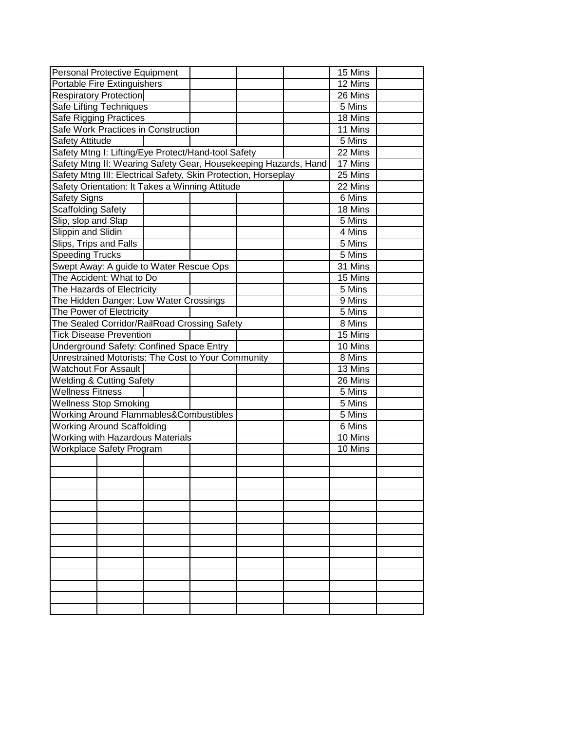| | | |
|---|---|---|
| Personal Protective Equipment | 15 Mins | |
| Portable Fire Extinguishers | 12 Mins | |
| Respiratory Protection | 26 Mins | |
| Safe Lifting Techniques | 5 Mins | |
| Safe Rigging Practices | 18 Mins | |
| Safe Work Practices in Construction | 11 Mins | |
| Safety Attitude | 5 Mins | |
| Safety Mtng I: Lifting/Eye Protect/Hand-tool Safety | 22 Mins | |
| Safety Mtng II: Wearing Safety Gear, Housekeeping Hazards, Hand | 17 Mins | |
| Safety Mtng III: Electrical Safety, Skin Protection, Horseplay | 25 Mins | |
| Safety Orientation: It Takes a Winning Attitude | 22 Mins | |
| Safety Signs | 6 Mins | |
| Scaffolding Safety | 18 Mins | |
| Slip, slop and Slap | 5 Mins | |
| Slippin and Slidin | 4 Mins | |
| Slips, Trips and Falls | 5 Mins | |
| Speeding Trucks | 5 Mins | |
| Swept Away: A guide to Water Rescue Ops | 31 Mins | |
| The Accident: What to Do | 15 Mins | |
| The Hazards of Electricity | 5 Mins | |
| The Hidden Danger: Low Water Crossings | 9 Mins | |
| The Power of Electricity | 5 Mins | |
| The Sealed Corridor/RailRoad Crossing Safety | 8 Mins | |
| Tick Disease Prevention | 15 Mins | |
| Underground Safety: Confined Space Entry | 10 Mins | |
| Unrestrained Motorists: The Cost to Your Community | 8 Mins | |
| Watchout For Assault | 13 Mins | |
| Welding & Cutting Safety | 26 Mins | |
| Wellness Fitness | 5 Mins | |
| Wellness Stop Smoking | 5 Mins | |
| Working Around Flammables&Combustibles | 5 Mins | |
| Working Around Scaffolding | 6 Mins | |
| Working with Hazardous Materials | 10 Mins | |
| Workplace Safety Program | 10 Mins | |